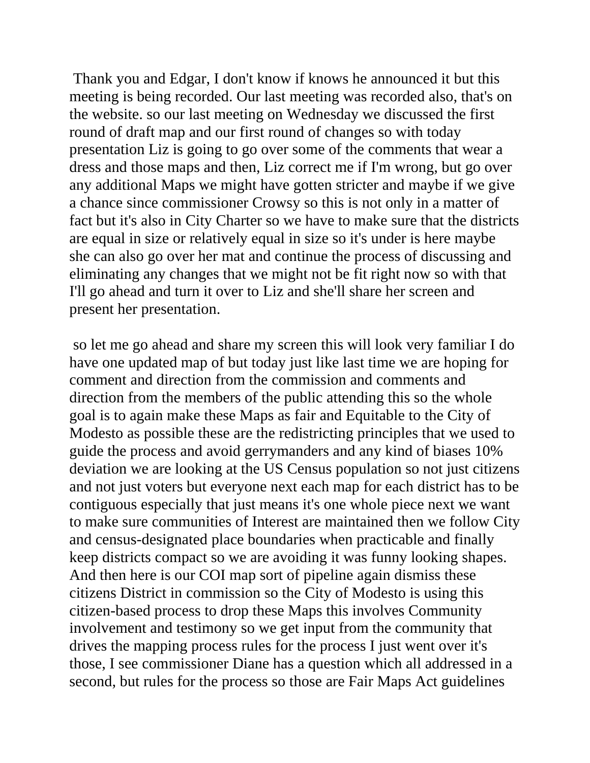Thank you and Edgar, I don't know if knows he announced it but this meeting is being recorded. Our last meeting was recorded also, that's on the website. so our last meeting on Wednesday we discussed the first round of draft map and our first round of changes so with today presentation Liz is going to go over some of the comments that wear a dress and those maps and then, Liz correct me if I'm wrong, but go over any additional Maps we might have gotten stricter and maybe if we give a chance since commissioner Crowsy so this is not only in a matter of fact but it's also in City Charter so we have to make sure that the districts are equal in size or relatively equal in size so it's under is here maybe she can also go over her mat and continue the process of discussing and eliminating any changes that we might not be fit right now so with that I'll go ahead and turn it over to Liz and she'll share her screen and present her presentation.

so let me go ahead and share my screen this will look very familiar I do have one updated map of but today just like last time we are hoping for comment and direction from the commission and comments and direction from the members of the public attending this so the whole goal is to again make these Maps as fair and Equitable to the City of Modesto as possible these are the redistricting principles that we used to guide the process and avoid gerrymanders and any kind of biases 10% deviation we are looking at the US Census population so not just citizens and not just voters but everyone next each map for each district has to be contiguous especially that just means it's one whole piece next we want to make sure communities of Interest are maintained then we follow City and census-designated place boundaries when practicable and finally keep districts compact so we are avoiding it was funny looking shapes. And then here is our COI map sort of pipeline again dismiss these citizens District in commission so the City of Modesto is using this citizen-based process to drop these Maps this involves Community involvement and testimony so we get input from the community that drives the mapping process rules for the process I just went over it's those, I see commissioner Diane has a question which all addressed in a second, but rules for the process so those are Fair Maps Act guidelines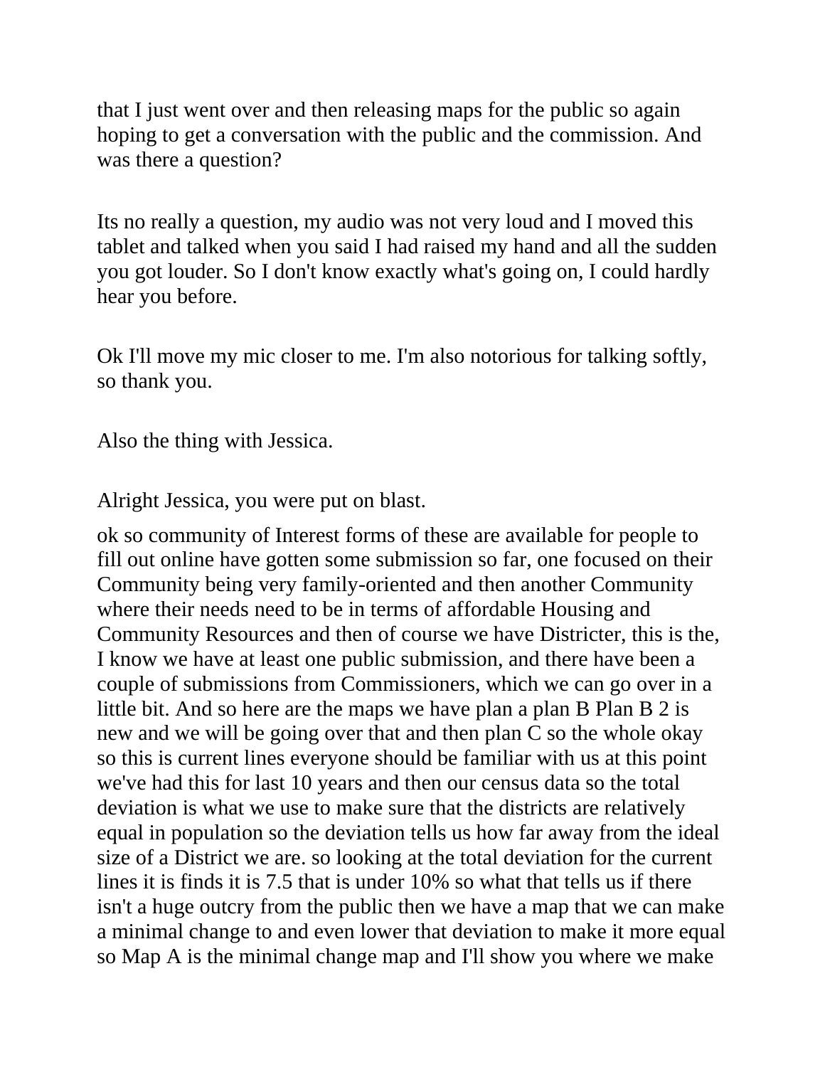that I just went over and then releasing maps for the public so again hoping to get a conversation with the public and the commission. And was there a question?

Its no really a question, my audio was not very loud and I moved this tablet and talked when you said I had raised my hand and all the sudden you got louder. So I don't know exactly what's going on, I could hardly hear you before.

Ok I'll move my mic closer to me. I'm also notorious for talking softly, so thank you.

Also the thing with Jessica.

Alright Jessica, you were put on blast.

ok so community of Interest forms of these are available for people to fill out online have gotten some submission so far, one focused on their Community being very family-oriented and then another Community where their needs need to be in terms of affordable Housing and Community Resources and then of course we have Districter, this is the, I know we have at least one public submission, and there have been a couple of submissions from Commissioners, which we can go over in a little bit. And so here are the maps we have plan a plan B Plan B 2 is new and we will be going over that and then plan C so the whole okay so this is current lines everyone should be familiar with us at this point we've had this for last 10 years and then our census data so the total deviation is what we use to make sure that the districts are relatively equal in population so the deviation tells us how far away from the ideal size of a District we are. so looking at the total deviation for the current lines it is finds it is 7.5 that is under 10% so what that tells us if there isn't a huge outcry from the public then we have a map that we can make a minimal change to and even lower that deviation to make it more equal so Map A is the minimal change map and I'll show you where we make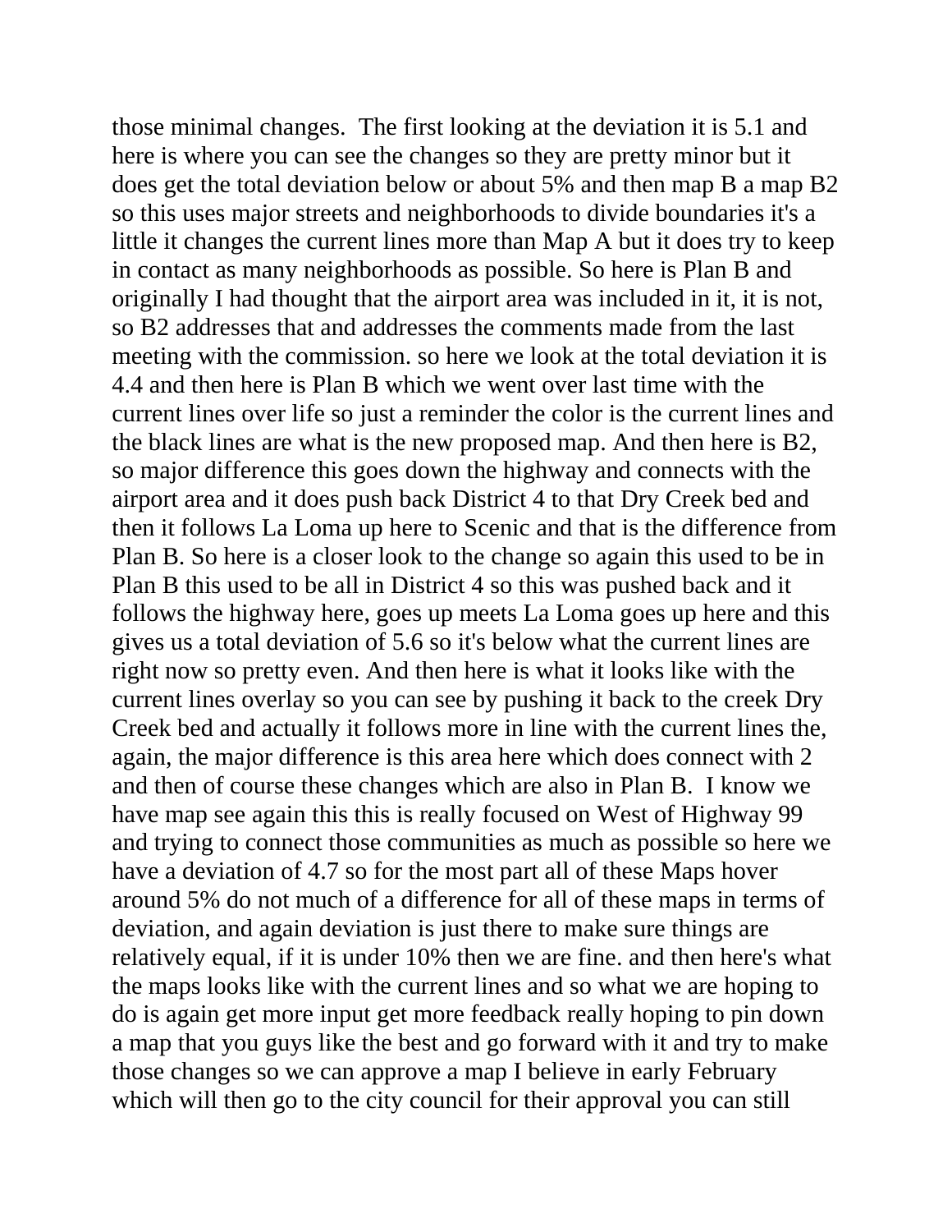those minimal changes.  The first looking at the deviation it is 5.1 and here is where you can see the changes so they are pretty minor but it does get the total deviation below or about 5% and then map B a map B2 so this uses major streets and neighborhoods to divide boundaries it's a little it changes the current lines more than Map A but it does try to keep in contact as many neighborhoods as possible. So here is Plan B and originally I had thought that the airport area was included in it, it is not, so B2 addresses that and addresses the comments made from the last meeting with the commission. so here we look at the total deviation it is 4.4 and then here is Plan B which we went over last time with the current lines over life so just a reminder the color is the current lines and the black lines are what is the new proposed map. And then here is B2, so major difference this goes down the highway and connects with the airport area and it does push back District 4 to that Dry Creek bed and then it follows La Loma up here to Scenic and that is the difference from Plan B. So here is a closer look to the change so again this used to be in Plan B this used to be all in District 4 so this was pushed back and it follows the highway here, goes up meets La Loma goes up here and this gives us a total deviation of 5.6 so it's below what the current lines are right now so pretty even. And then here is what it looks like with the current lines overlay so you can see by pushing it back to the creek Dry Creek bed and actually it follows more in line with the current lines the, again, the major difference is this area here which does connect with 2 and then of course these changes which are also in Plan B.  I know we have map see again this this is really focused on West of Highway 99 and trying to connect those communities as much as possible so here we have a deviation of 4.7 so for the most part all of these Maps hover around 5% do not much of a difference for all of these maps in terms of deviation, and again deviation is just there to make sure things are relatively equal, if it is under 10% then we are fine. and then here's what the maps looks like with the current lines and so what we are hoping to do is again get more input get more feedback really hoping to pin down a map that you guys like the best and go forward with it and try to make those changes so we can approve a map I believe in early February which will then go to the city council for their approval you can still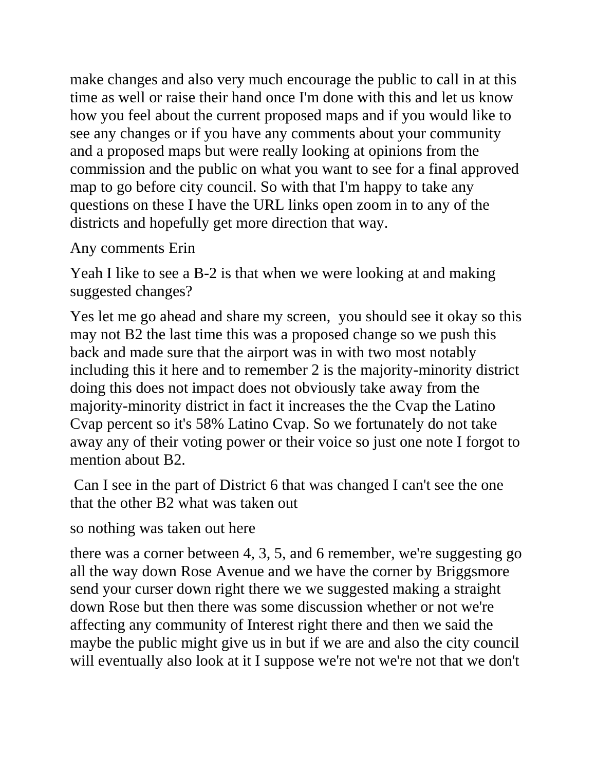make changes and also very much encourage the public to call in at this time as well or raise their hand once I'm done with this and let us know how you feel about the current proposed maps and if you would like to see any changes or if you have any comments about your community and a proposed maps but were really looking at opinions from the commission and the public on what you want to see for a final approved map to go before city council. So with that I'm happy to take any questions on these I have the URL links open zoom in to any of the districts and hopefully get more direction that way.

Any comments Erin

Yeah I like to see a B-2 is that when we were looking at and making suggested changes?

Yes let me go ahead and share my screen,  you should see it okay so this may not B2 the last time this was a proposed change so we push this back and made sure that the airport was in with two most notably including this it here and to remember 2 is the majority-minority district doing this does not impact does not obviously take away from the majority-minority district in fact it increases the the Cvap the Latino Cvap percent so it's 58% Latino Cvap. So we fortunately do not take away any of their voting power or their voice so just one note I forgot to mention about B2.

 Can I see in the part of District 6 that was changed I can't see the one that the other B2 what was taken out

so nothing was taken out here

there was a corner between 4, 3, 5, and 6 remember, we're suggesting go all the way down Rose Avenue and we have the corner by Briggsmore send your curser down right there we we suggested making a straight down Rose but then there was some discussion whether or not we're affecting any community of Interest right there and then we said the maybe the public might give us in but if we are and also the city council will eventually also look at it I suppose we're not we're not that we don't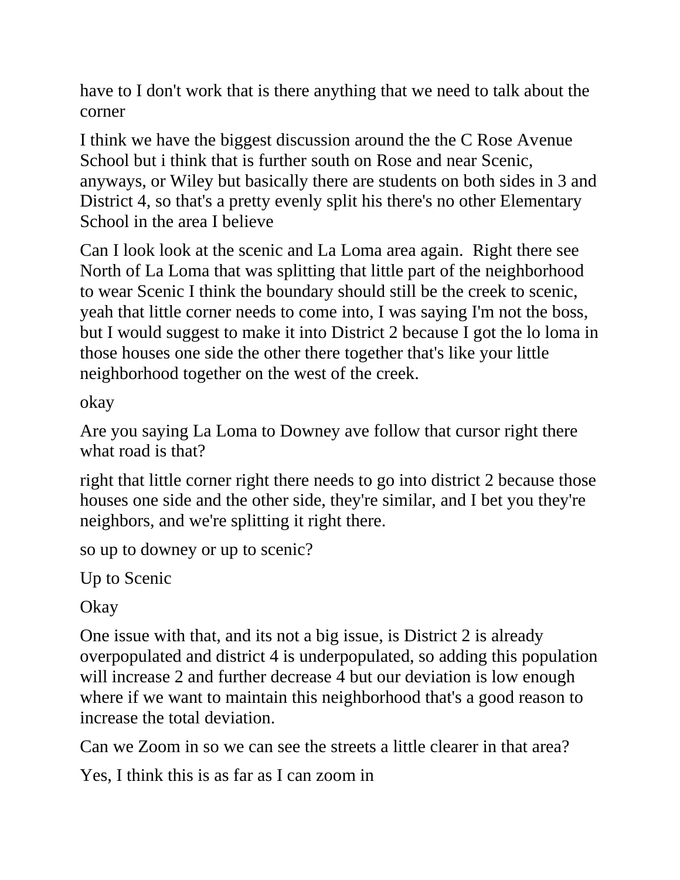have to I don't work that is there anything that we need to talk about the corner

I think we have the biggest discussion around the the C Rose Avenue School but i think that is further south on Rose and near Scenic, anyways, or Wiley but basically there are students on both sides in 3 and District 4, so that's a pretty evenly split his there's no other Elementary School in the area I believe

Can I look look at the scenic and La Loma area again.  Right there see North of La Loma that was splitting that little part of the neighborhood to wear Scenic I think the boundary should still be the creek to scenic, yeah that little corner needs to come into, I was saying I'm not the boss, but I would suggest to make it into District 2 because I got the lo loma in those houses one side the other there together that's like your little neighborhood together on the west of the creek.

okay

Are you saying La Loma to Downey ave follow that cursor right there what road is that?

right that little corner right there needs to go into district 2 because those houses one side and the other side, they're similar, and I bet you they're neighbors, and we're splitting it right there.

so up to downey or up to scenic?

Up to Scenic

Okay

One issue with that, and its not a big issue, is District 2 is already overpopulated and district 4 is underpopulated, so adding this population will increase 2 and further decrease 4 but our deviation is low enough where if we want to maintain this neighborhood that's a good reason to increase the total deviation.

Can we Zoom in so we can see the streets a little clearer in that area?

Yes, I think this is as far as I can zoom in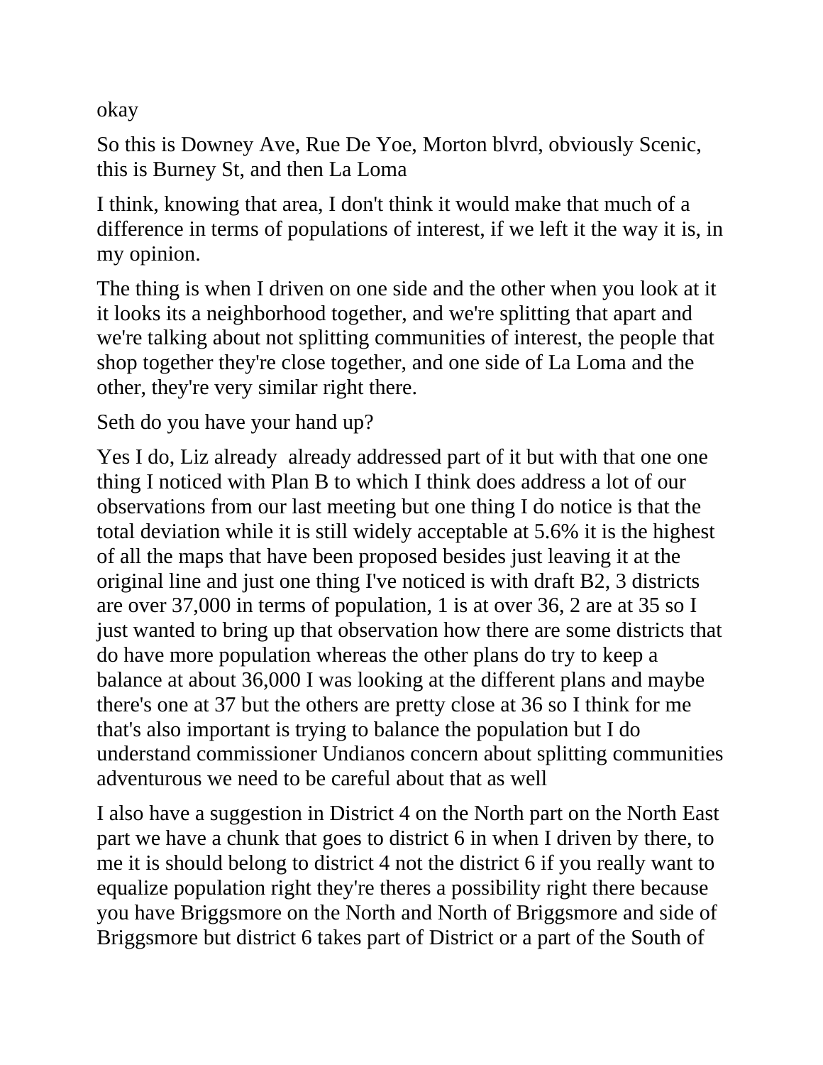okay

So this is Downey Ave, Rue De Yoe, Morton blvrd, obviously Scenic, this is Burney St, and then La Loma

I think, knowing that area, I don't think it would make that much of a difference in terms of populations of interest, if we left it the way it is, in my opinion.

The thing is when I driven on one side and the other when you look at it it looks its a neighborhood together, and we're splitting that apart and we're talking about not splitting communities of interest, the people that shop together they're close together, and one side of La Loma and the other, they're very similar right there.

Seth do you have your hand up?

Yes I do, Liz already  already addressed part of it but with that one one thing I noticed with Plan B to which I think does address a lot of our observations from our last meeting but one thing I do notice is that the total deviation while it is still widely acceptable at 5.6% it is the highest of all the maps that have been proposed besides just leaving it at the original line and just one thing I've noticed is with draft B2, 3 districts are over 37,000 in terms of population, 1 is at over 36, 2 are at 35 so I just wanted to bring up that observation how there are some districts that do have more population whereas the other plans do try to keep a balance at about 36,000 I was looking at the different plans and maybe there's one at 37 but the others are pretty close at 36 so I think for me that's also important is trying to balance the population but I do understand commissioner Undianos concern about splitting communities adventurous we need to be careful about that as well

I also have a suggestion in District 4 on the North part on the North East part we have a chunk that goes to district 6 in when I driven by there, to me it is should belong to district 4 not the district 6 if you really want to equalize population right they're theres a possibility right there because you have Briggsmore on the North and North of Briggsmore and side of Briggsmore but district 6 takes part of District or a part of the South of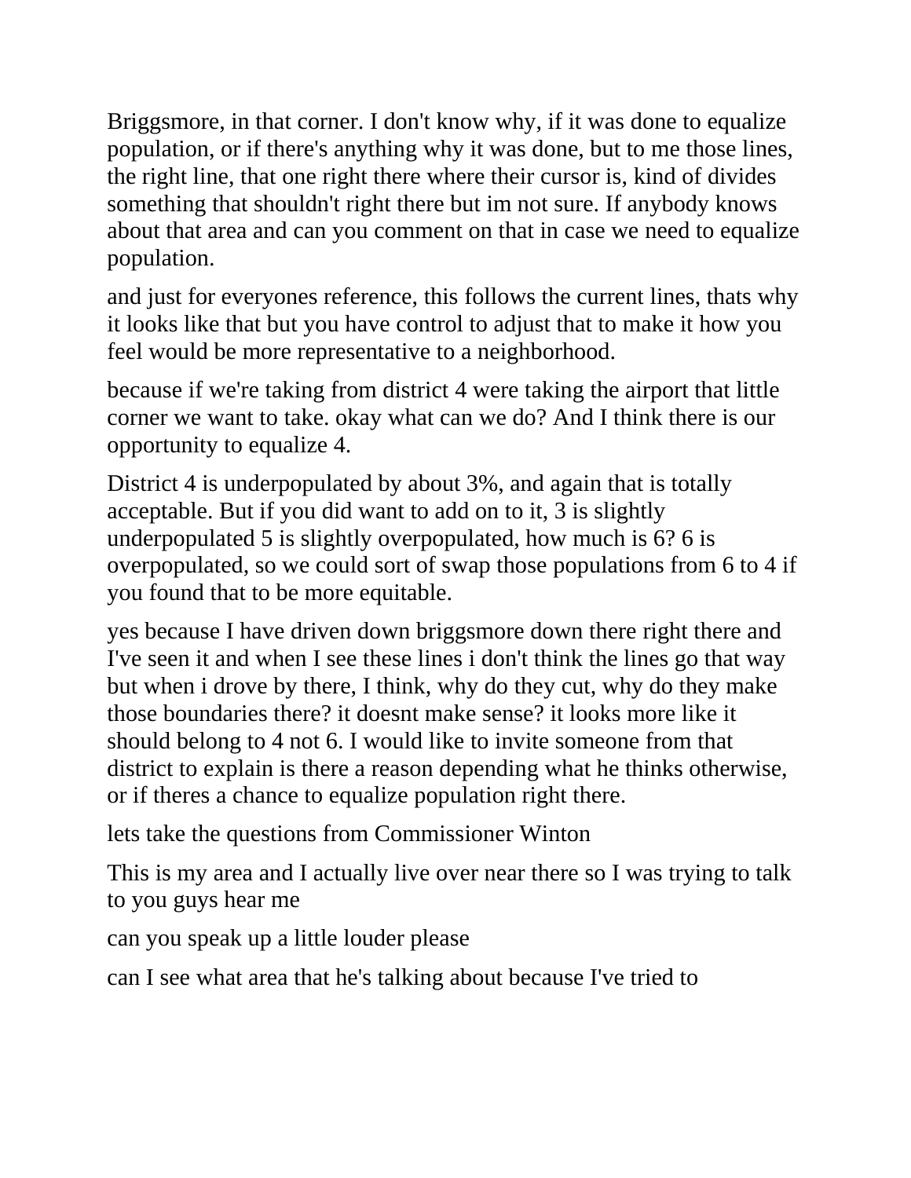Briggsmore, in that corner. I don't know why, if it was done to equalize population, or if there's anything why it was done, but to me those lines, the right line, that one right there where their cursor is, kind of divides something that shouldn't right there but im not sure. If anybody knows about that area and can you comment on that in case we need to equalize population.

and just for everyones reference, this follows the current lines, thats why it looks like that but you have control to adjust that to make it how you feel would be more representative to a neighborhood.

because if we're taking from district 4 were taking the airport that little corner we want to take. okay what can we do? And I think there is our opportunity to equalize 4.

District 4 is underpopulated by about 3%, and again that is totally acceptable. But if you did want to add on to it, 3 is slightly underpopulated 5 is slightly overpopulated, how much is 6? 6 is overpopulated, so we could sort of swap those populations from 6 to 4 if you found that to be more equitable.

yes because I have driven down briggsmore down there right there and I've seen it and when I see these lines i don't think the lines go that way but when i drove by there, I think, why do they cut, why do they make those boundaries there? it doesnt make sense? it looks more like it should belong to 4 not 6. I would like to invite someone from that district to explain is there a reason depending what he thinks otherwise, or if theres a chance to equalize population right there.

lets take the questions from Commissioner Winton

This is my area and I actually live over near there so I was trying to talk to you guys hear me

can you speak up a little louder please

can I see what area that he's talking about because I've tried to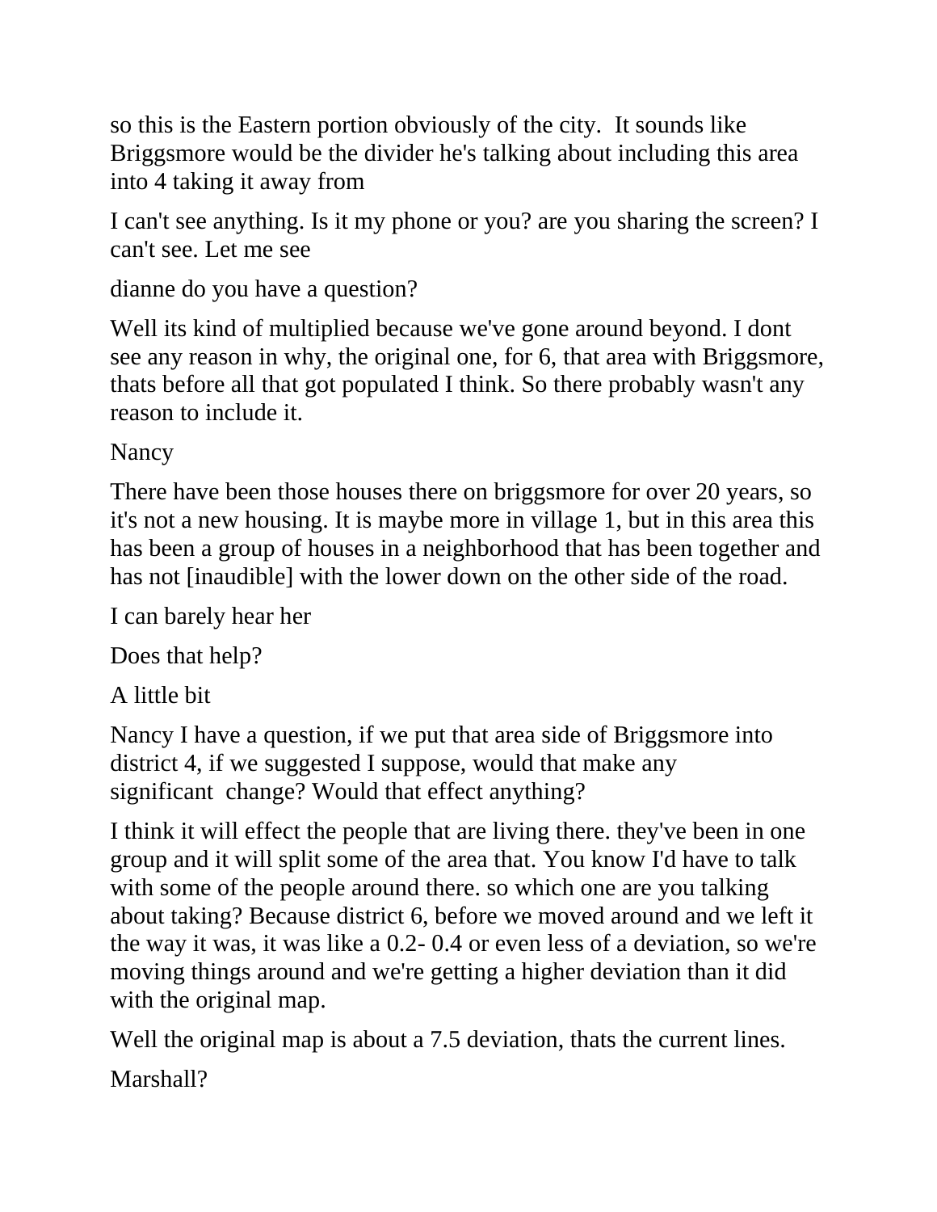so this is the Eastern portion obviously of the city.  It sounds like Briggsmore would be the divider he's talking about including this area into 4 taking it away from

I can't see anything. Is it my phone or you? are you sharing the screen? I can't see. Let me see

dianne do you have a question?

Well its kind of multiplied because we've gone around beyond. I dont see any reason in why, the original one, for 6, that area with Briggsmore, thats before all that got populated I think. So there probably wasn't any reason to include it.

Nancy

There have been those houses there on briggsmore for over 20 years, so it's not a new housing. It is maybe more in village 1, but in this area this has been a group of houses in a neighborhood that has been together and has not [inaudible] with the lower down on the other side of the road.

I can barely hear her

Does that help?

A little bit

Nancy I have a question, if we put that area side of Briggsmore into district 4, if we suggested I suppose, would that make any significant  change? Would that effect anything?

I think it will effect the people that are living there. they've been in one group and it will split some of the area that. You know I'd have to talk with some of the people around there. so which one are you talking about taking? Because district 6, before we moved around and we left it the way it was, it was like a 0.2- 0.4 or even less of a deviation, so we're moving things around and we're getting a higher deviation than it did with the original map.

Well the original map is about a 7.5 deviation, thats the current lines.

Marshall?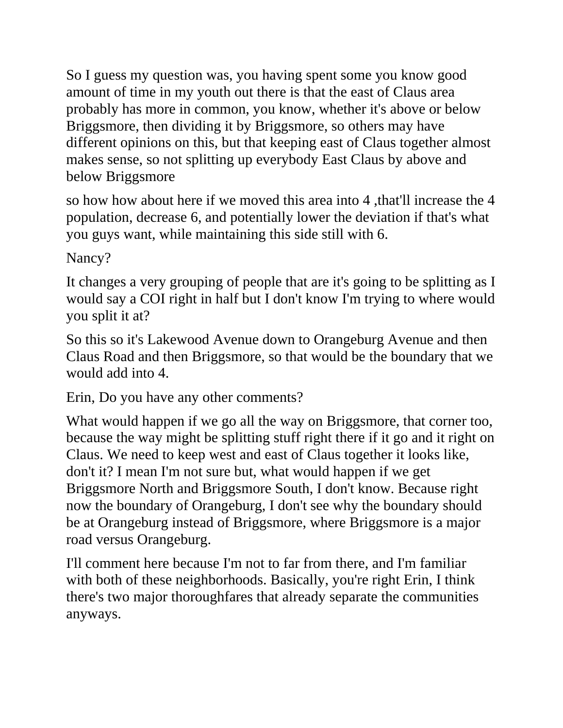So I guess my question was, you having spent some you know good amount of time in my youth out there is that the east of Claus area probably has more in common, you know, whether it's above or below Briggsmore, then dividing it by Briggsmore, so others may have different opinions on this, but that keeping east of Claus together almost makes sense, so not splitting up everybody East Claus by above and below Briggsmore

so how how about here if we moved this area into 4 ,that'll increase the 4 population, decrease 6, and potentially lower the deviation if that's what you guys want, while maintaining this side still with 6.

Nancy?

It changes a very grouping of people that are it's going to be splitting as I would say a COI right in half but I don't know I'm trying to where would you split it at?

So this so it's Lakewood Avenue down to Orangeburg Avenue and then Claus Road and then Briggsmore, so that would be the boundary that we would add into 4.

Erin, Do you have any other comments?

What would happen if we go all the way on Briggsmore, that corner too, because the way might be splitting stuff right there if it go and it right on Claus. We need to keep west and east of Claus together it looks like, don't it? I mean I'm not sure but, what would happen if we get Briggsmore North and Briggsmore South, I don't know. Because right now the boundary of Orangeburg, I don't see why the boundary should be at Orangeburg instead of Briggsmore, where Briggsmore is a major road versus Orangeburg.

I'll comment here because I'm not to far from there, and I'm familiar with both of these neighborhoods. Basically, you're right Erin, I think there's two major thoroughfares that already separate the communities anyways.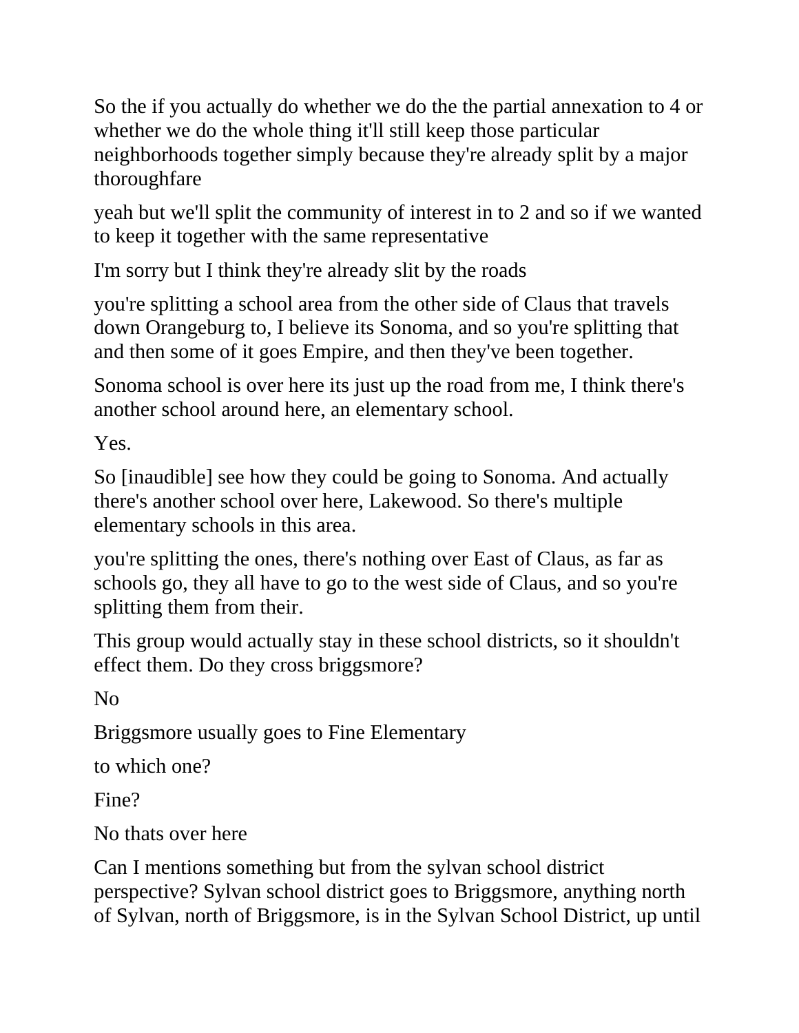So the if you actually do whether we do the the partial annexation to 4 or whether we do the whole thing it'll still keep those particular neighborhoods together simply because they're already split by a major thoroughfare

yeah but we'll split the community of interest in to 2 and so if we wanted to keep it together with the same representative

I'm sorry but I think they're already slit by the roads

you're splitting a school area from the other side of Claus that travels down Orangeburg to, I believe its Sonoma, and so you're splitting that and then some of it goes Empire, and then they've been together.

Sonoma school is over here its just up the road from me, I think there's another school around here, an elementary school.

Yes.

So [inaudible] see how they could be going to Sonoma. And actually there's another school over here, Lakewood. So there's multiple elementary schools in this area.

you're splitting the ones, there's nothing over East of Claus, as far as schools go, they all have to go to the west side of Claus, and so you're splitting them from their.

This group would actually stay in these school districts, so it shouldn't effect them. Do they cross briggsmore?

No

Briggsmore usually goes to Fine Elementary

to which one?

Fine?

No thats over here

Can I mentions something but from the sylvan school district perspective? Sylvan school district goes to Briggsmore, anything north of Sylvan, north of Briggsmore, is in the Sylvan School District, up until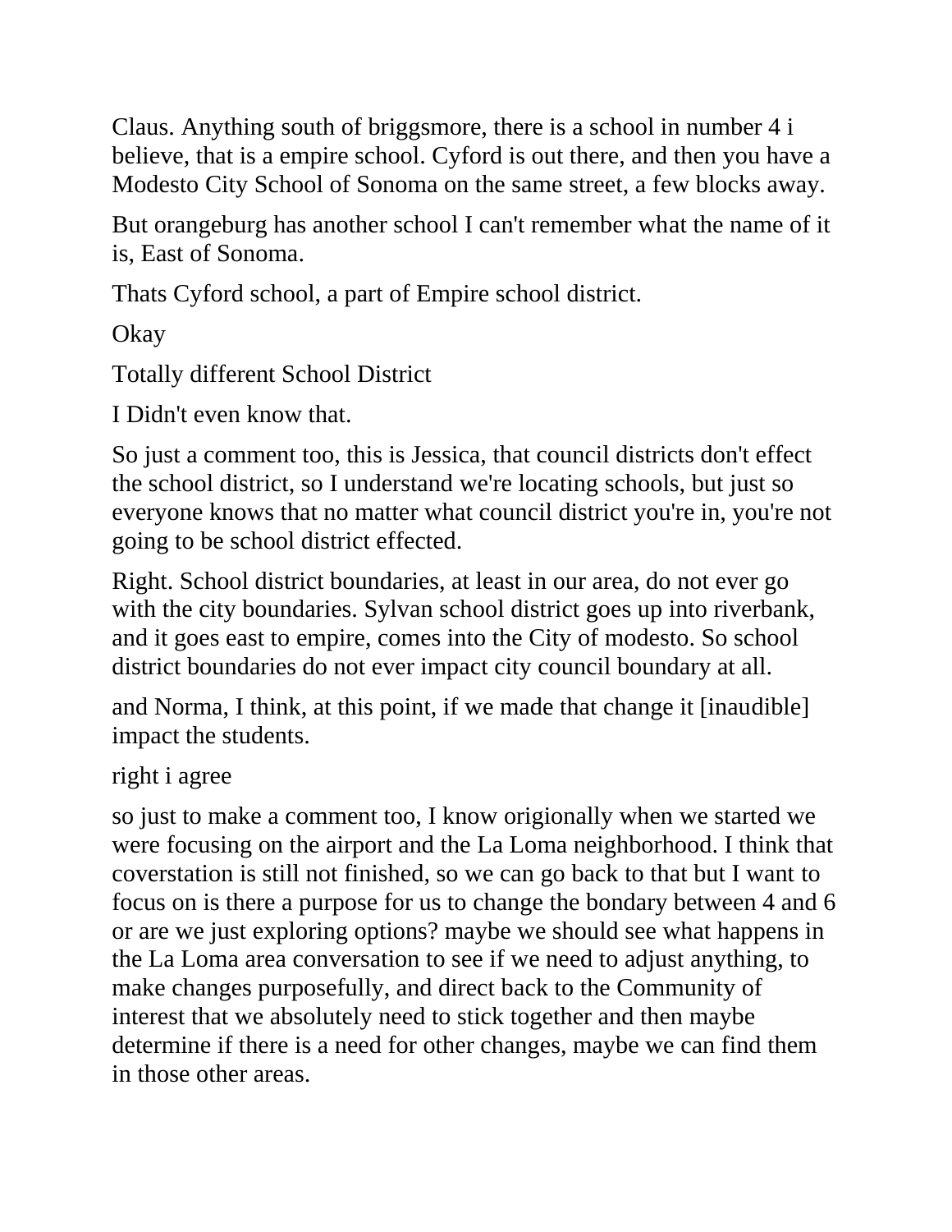Claus. Anything south of briggsmore, there is a school in number 4 i believe, that is a empire school. Cyford is out there, and then you have a Modesto City School of Sonoma on the same street, a few blocks away.

But orangeburg has another school I can't remember what the name of it is, East of Sonoma.

Thats Cyford school, a part of Empire school district.

Okay

Totally different School District

I Didn't even know that.

So just a comment too, this is Jessica, that council districts don't effect the school district, so I understand we're locating schools, but just so everyone knows that no matter what council district you're in, you're not going to be school district effected.

Right. School district boundaries, at least in our area, do not ever go with the city boundaries. Sylvan school district goes up into riverbank, and it goes east to empire, comes into the City of modesto. So school district boundaries do not ever impact city council boundary at all.

and Norma, I think, at this point, if we made that change it [inaudible] impact the students.

right i agree

so just to make a comment too, I know origionally when we started we were focusing on the airport and the La Loma neighborhood. I think that coverstation is still not finished, so we can go back to that but I want to focus on is there a purpose for us to change the bondary between 4 and 6 or are we just exploring options? maybe we should see what happens in the La Loma area conversation to see if we need to adjust anything, to make changes purposefully, and direct back to the Community of interest that we absolutely need to stick together and then maybe determine if there is a need for other changes, maybe we can find them in those other areas.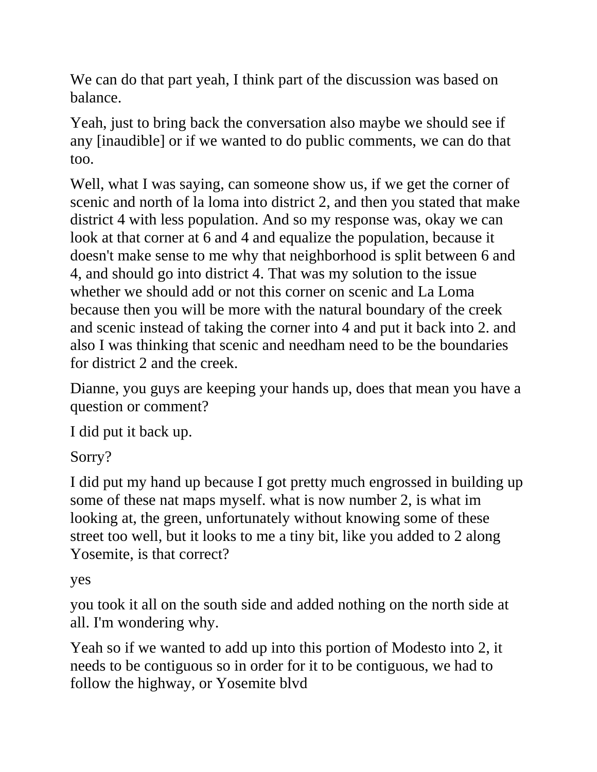We can do that part yeah, I think part of the discussion was based on balance.

Yeah, just to bring back the conversation also maybe we should see if any [inaudible] or if we wanted to do public comments, we can do that too.

Well, what I was saying, can someone show us, if we get the corner of scenic and north of la loma into district 2, and then you stated that make district 4 with less population. And so my response was, okay we can look at that corner at 6 and 4 and equalize the population, because it doesn't make sense to me why that neighborhood is split between 6 and 4, and should go into district 4. That was my solution to the issue whether we should add or not this corner on scenic and La Loma because then you will be more with the natural boundary of the creek and scenic instead of taking the corner into 4 and put it back into 2. and also I was thinking that scenic and needham need to be the boundaries for district 2 and the creek.

Dianne, you guys are keeping your hands up, does that mean you have a question or comment?

I did put it back up.

Sorry?

I did put my hand up because I got pretty much engrossed in building up some of these nat maps myself. what is now number 2, is what im looking at, the green, unfortunately without knowing some of these street too well, but it looks to me a tiny bit, like you added to 2 along Yosemite, is that correct?

yes

you took it all on the south side and added nothing on the north side at all. I'm wondering why.

Yeah so if we wanted to add up into this portion of Modesto into 2, it needs to be contiguous so in order for it to be contiguous, we had to follow the highway, or Yosemite blvd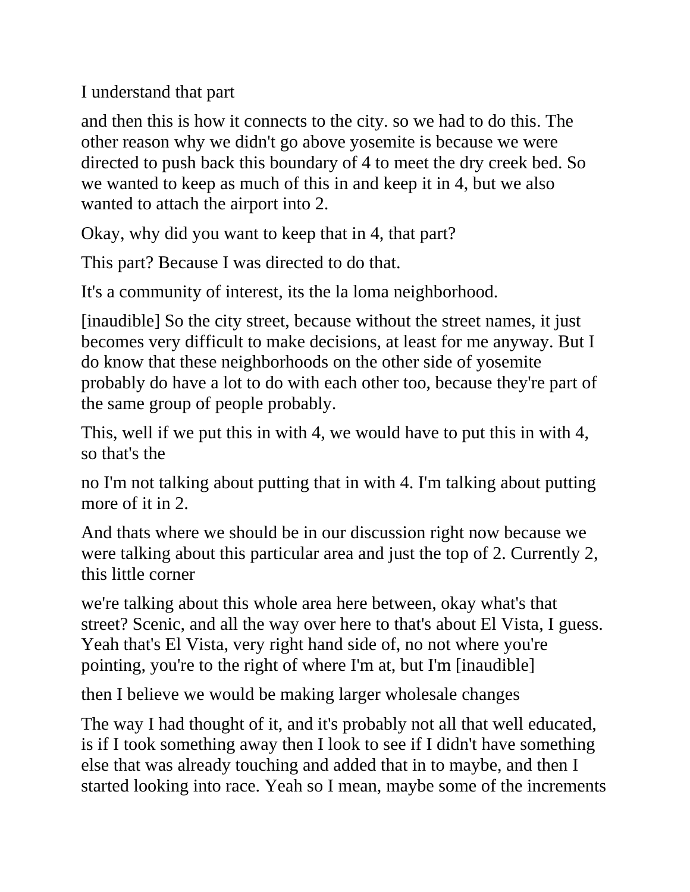I understand that part

and then this is how it connects to the city. so we had to do this. The other reason why we didn't go above yosemite is because we were directed to push back this boundary of 4 to meet the dry creek bed. So we wanted to keep as much of this in and keep it in 4, but we also wanted to attach the airport into 2.

Okay, why did you want to keep that in 4, that part?

This part? Because I was directed to do that.

It's a community of interest, its the la loma neighborhood.

[inaudible] So the city street, because without the street names, it just becomes very difficult to make decisions, at least for me anyway. But I do know that these neighborhoods on the other side of yosemite probably do have a lot to do with each other too, because they're part of the same group of people probably.

This, well if we put this in with 4, we would have to put this in with 4, so that's the

no I'm not talking about putting that in with 4. I'm talking about putting more of it in 2.

And thats where we should be in our discussion right now because we were talking about this particular area and just the top of 2. Currently 2, this little corner

we're talking about this whole area here between, okay what's that street? Scenic, and all the way over here to that's about El Vista, I guess. Yeah that's El Vista, very right hand side of, no not where you're pointing, you're to the right of where I'm at, but I'm [inaudible]

then I believe we would be making larger wholesale changes

The way I had thought of it, and it's probably not all that well educated, is if I took something away then I look to see if I didn't have something else that was already touching and added that in to maybe, and then I started looking into race. Yeah so I mean, maybe some of the increments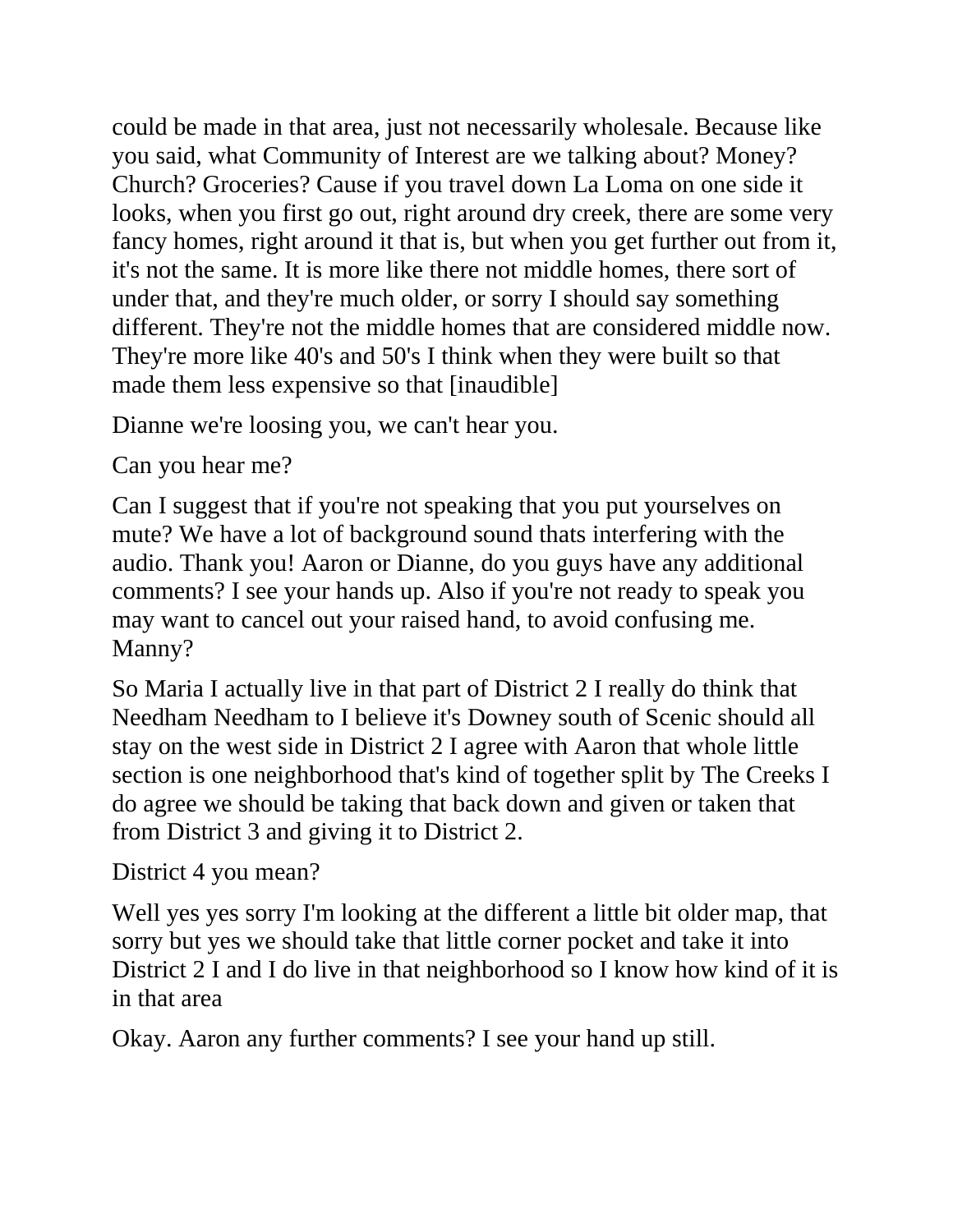could be made in that area, just not necessarily wholesale. Because like you said, what Community of Interest are we talking about? Money? Church? Groceries? Cause if you travel down La Loma on one side it looks, when you first go out, right around dry creek, there are some very fancy homes, right around it that is, but when you get further out from it, it's not the same. It is more like there not middle homes, there sort of under that, and they're much older, or sorry I should say something different. They're not the middle homes that are considered middle now. They're more like 40's and 50's I think when they were built so that made them less expensive so that [inaudible]

Dianne we're loosing you, we can't hear you.

Can you hear me?

Can I suggest that if you're not speaking that you put yourselves on mute? We have a lot of background sound thats interfering with the audio. Thank you! Aaron or Dianne, do you guys have any additional comments? I see your hands up. Also if you're not ready to speak you may want to cancel out your raised hand, to avoid confusing me. Manny?

So Maria I actually live in that part of District 2 I really do think that Needham Needham to I believe it's Downey south of Scenic should all stay on the west side in District 2 I agree with Aaron that whole little section is one neighborhood that's kind of together split by The Creeks I do agree we should be taking that back down and given or taken that from District 3 and giving it to District 2.

District 4 you mean?

Well yes yes sorry I'm looking at the different a little bit older map, that sorry but yes we should take that little corner pocket and take it into District 2 I and I do live in that neighborhood so I know how kind of it is in that area

Okay. Aaron any further comments? I see your hand up still.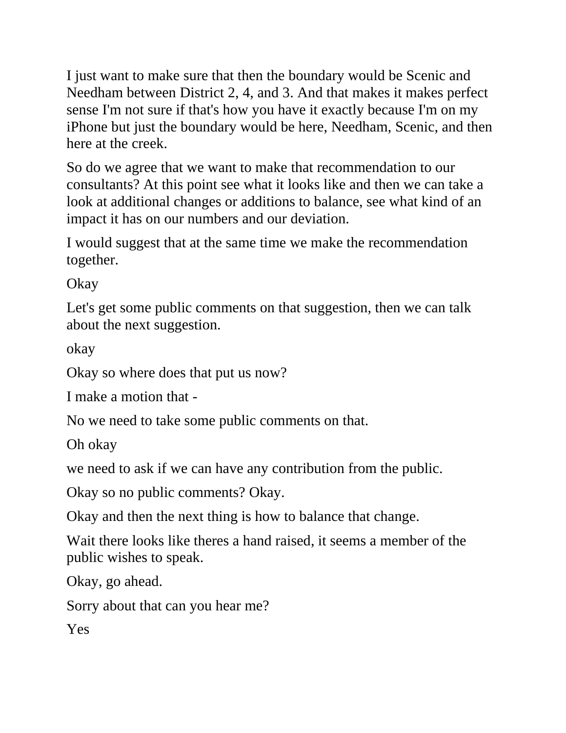I just want to make sure that then the boundary would be Scenic and Needham between District 2, 4, and 3. And that makes it makes perfect sense I'm not sure if that's how you have it exactly because I'm on my iPhone but just the boundary would be here, Needham, Scenic, and then here at the creek.

So do we agree that we want to make that recommendation to our consultants? At this point see what it looks like and then we can take a look at additional changes or additions to balance, see what kind of an impact it has on our numbers and our deviation.

I would suggest that at the same time we make the recommendation together.

Okay

Let's get some public comments on that suggestion, then we can talk about the next suggestion.

okay

Okay so where does that put us now?

I make a motion that -

No we need to take some public comments on that.

Oh okay

we need to ask if we can have any contribution from the public.

Okay so no public comments? Okay.

Okay and then the next thing is how to balance that change.

Wait there looks like theres a hand raised, it seems a member of the public wishes to speak.

Okay, go ahead.

Sorry about that can you hear me?

Yes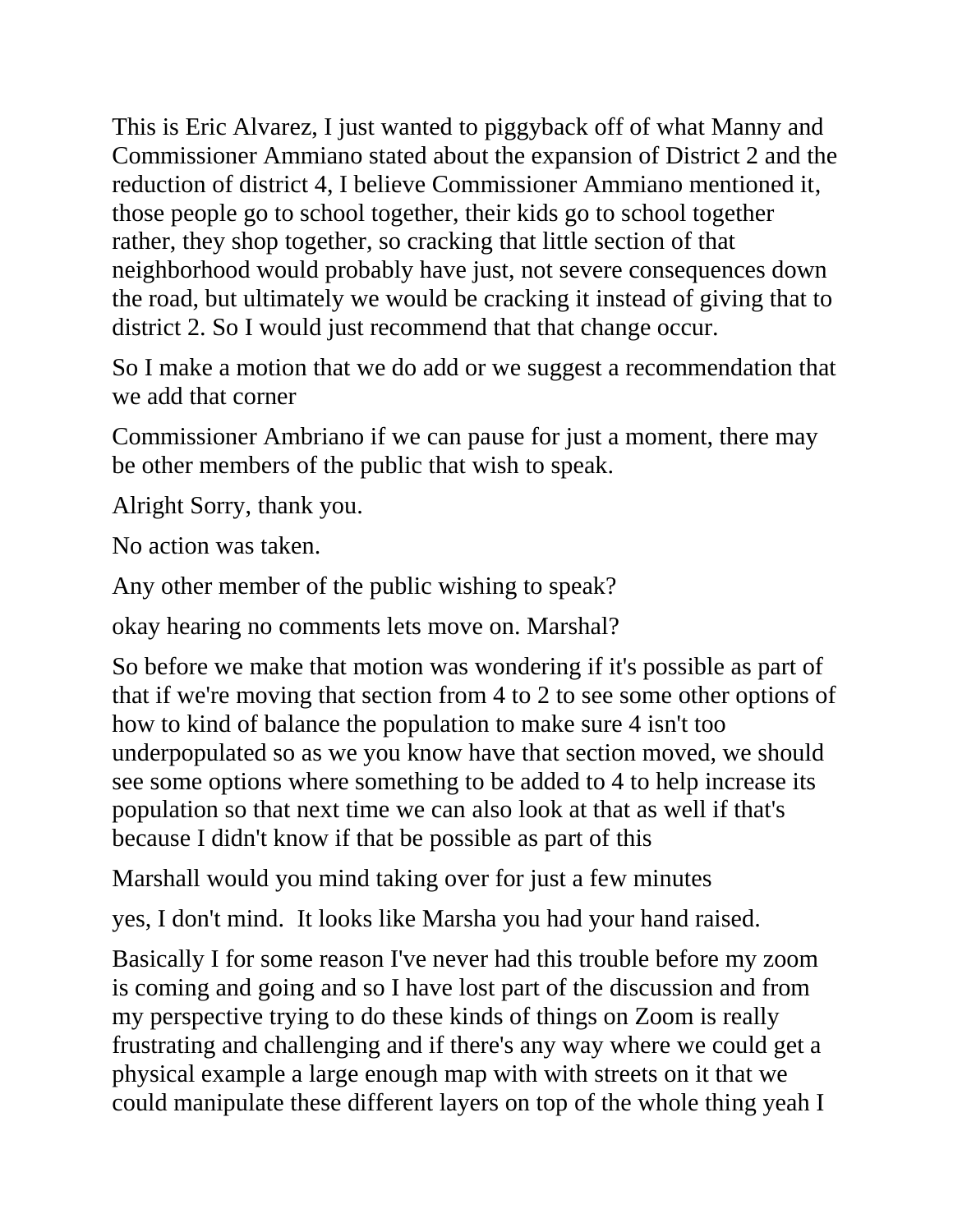This is Eric Alvarez, I just wanted to piggyback off of what Manny and Commissioner Ammiano stated about the expansion of District 2 and the reduction of district 4, I believe Commissioner Ammiano mentioned it, those people go to school together, their kids go to school together rather, they shop together, so cracking that little section of that neighborhood would probably have just, not severe consequences down the road, but ultimately we would be cracking it instead of giving that to district 2. So I would just recommend that that change occur.

So I make a motion that we do add or we suggest a recommendation that we add that corner

Commissioner Ambriano if we can pause for just a moment, there may be other members of the public that wish to speak.

Alright Sorry, thank you.

No action was taken.

Any other member of the public wishing to speak?

okay hearing no comments lets move on. Marshal?

So before we make that motion was wondering if it's possible as part of that if we're moving that section from 4 to 2 to see some other options of how to kind of balance the population to make sure 4 isn't too underpopulated so as we you know have that section moved, we should see some options where something to be added to 4 to help increase its population so that next time we can also look at that as well if that's because I didn't know if that be possible as part of this

Marshall would you mind taking over for just a few minutes

yes, I don't mind.  It looks like Marsha you had your hand raised.

Basically I for some reason I've never had this trouble before my zoom is coming and going and so I have lost part of the discussion and from my perspective trying to do these kinds of things on Zoom is really frustrating and challenging and if there's any way where we could get a physical example a large enough map with with streets on it that we could manipulate these different layers on top of the whole thing yeah I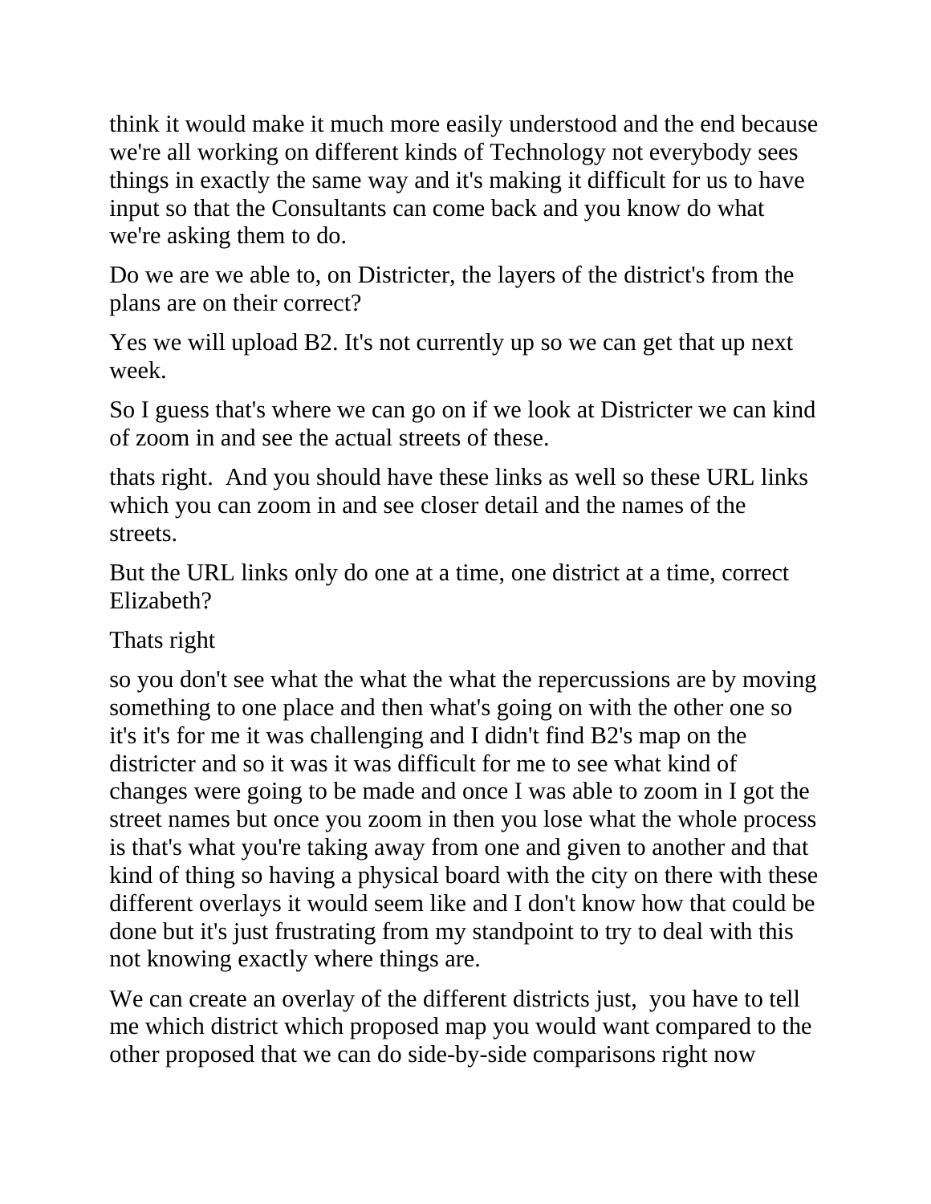think it would make it much more easily understood and the end because we're all working on different kinds of Technology not everybody sees things in exactly the same way and it's making it difficult for us to have input so that the Consultants can come back and you know do what we're asking them to do.

Do we are we able to, on Districter, the layers of the district's from the plans are on their correct?

Yes we will upload B2. It's not currently up so we can get that up next week.

So I guess that's where we can go on if we look at Districter we can kind of zoom in and see the actual streets of these.

thats right.  And you should have these links as well so these URL links which you can zoom in and see closer detail and the names of the streets.

But the URL links only do one at a time, one district at a time, correct Elizabeth?

Thats right

so you don't see what the what the what the repercussions are by moving something to one place and then what's going on with the other one so it's it's for me it was challenging and I didn't find B2's map on the districter and so it was it was difficult for me to see what kind of changes were going to be made and once I was able to zoom in I got the street names but once you zoom in then you lose what the whole process is that's what you're taking away from one and given to another and that kind of thing so having a physical board with the city on there with these different overlays it would seem like and I don't know how that could be done but it's just frustrating from my standpoint to try to deal with this not knowing exactly where things are.

We can create an overlay of the different districts just,  you have to tell me which district which proposed map you would want compared to the other proposed that we can do side-by-side comparisons right now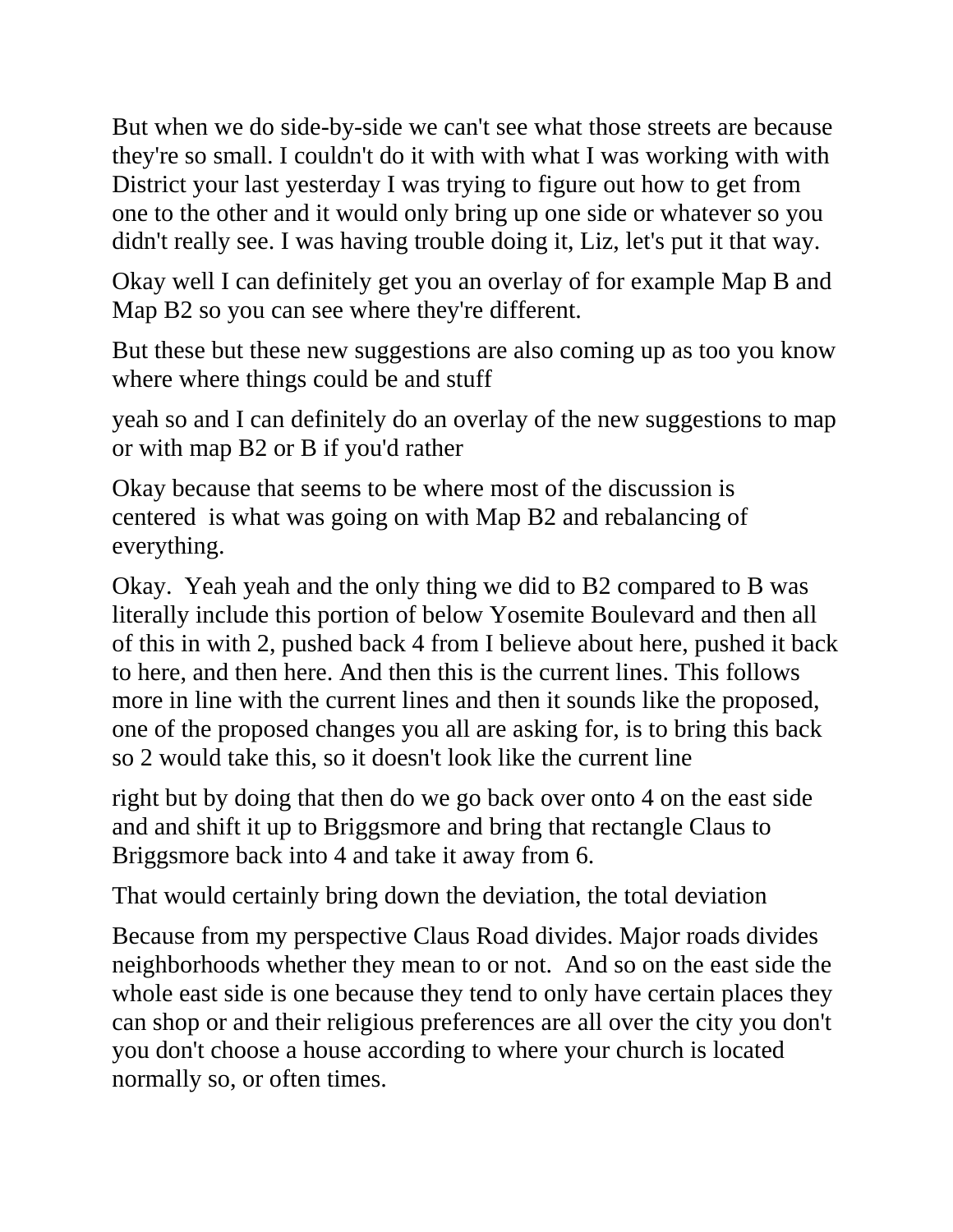But when we do side-by-side we can't see what those streets are because they're so small. I couldn't do it with with what I was working with with District your last yesterday I was trying to figure out how to get from one to the other and it would only bring up one side or whatever so you didn't really see. I was having trouble doing it, Liz, let's put it that way.

Okay well I can definitely get you an overlay of for example Map B and Map B2 so you can see where they're different.

But these but these new suggestions are also coming up as too you know where where things could be and stuff

yeah so and I can definitely do an overlay of the new suggestions to map or with map B2 or B if you'd rather

Okay because that seems to be where most of the discussion is centered is what was going on with Map B2 and rebalancing of everything.

Okay. Yeah yeah and the only thing we did to B2 compared to B was literally include this portion of below Yosemite Boulevard and then all of this in with 2, pushed back 4 from I believe about here, pushed it back to here, and then here. And then this is the current lines. This follows more in line with the current lines and then it sounds like the proposed, one of the proposed changes you all are asking for, is to bring this back so 2 would take this, so it doesn't look like the current line

right but by doing that then do we go back over onto 4 on the east side and and shift it up to Briggsmore and bring that rectangle Claus to Briggsmore back into 4 and take it away from 6.

That would certainly bring down the deviation, the total deviation

Because from my perspective Claus Road divides. Major roads divides neighborhoods whether they mean to or not. And so on the east side the whole east side is one because they tend to only have certain places they can shop or and their religious preferences are all over the city you don't you don't choose a house according to where your church is located normally so, or often times.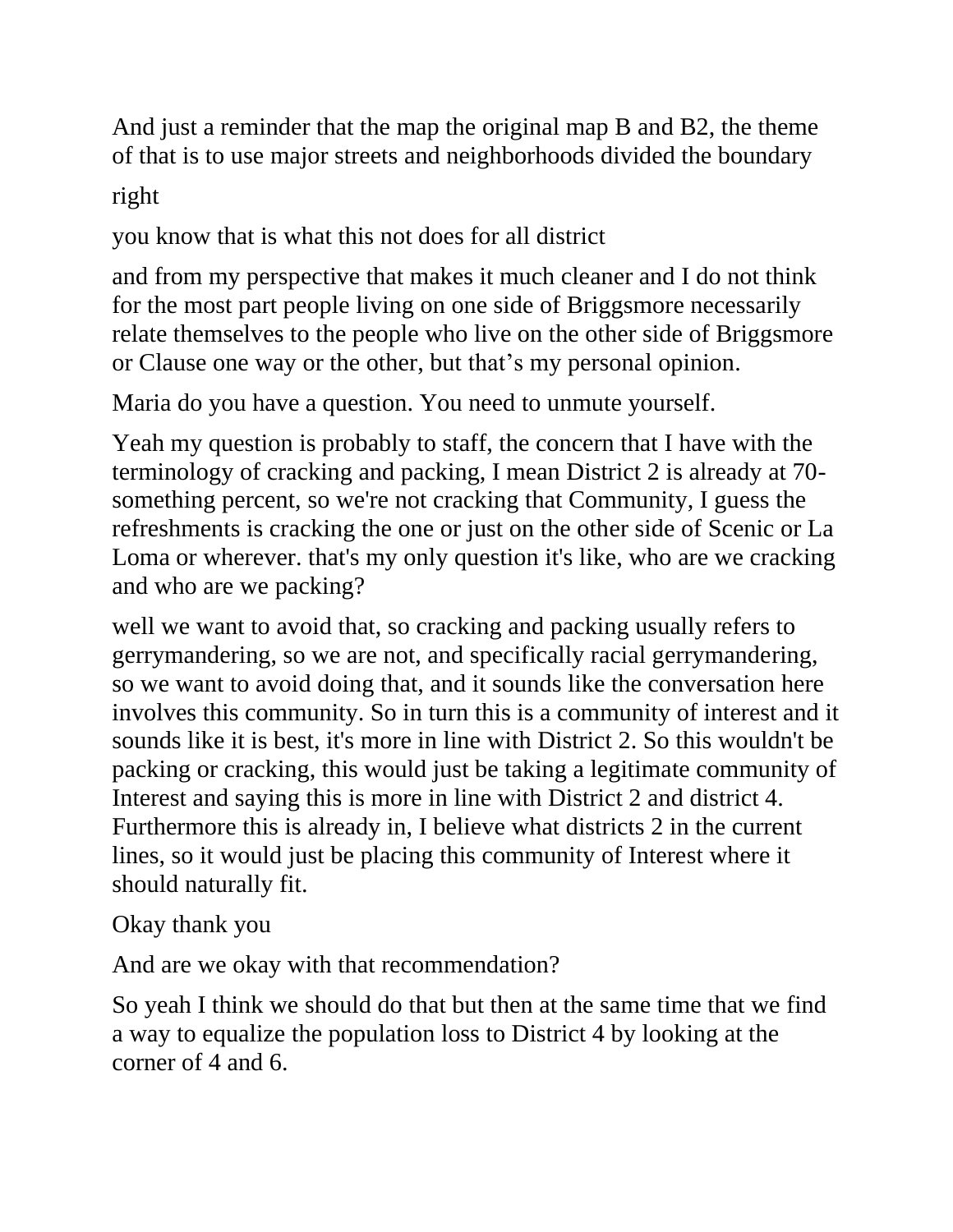And just a reminder that the map the original map B and B2, the theme of that is to use major streets and neighborhoods divided the boundary

right

you know that is what this not does for all district

and from my perspective that makes it much cleaner and I do not think for the most part people living on one side of Briggsmore necessarily relate themselves to the people who live on the other side of Briggsmore or Clause one way or the other, but that's my personal opinion.

Maria do you have a question. You need to unmute yourself.

Yeah my question is probably to staff, the concern that I have with the terminology of cracking and packing, I mean District 2 is already at 70-something percent, so we're not cracking that Community, I guess the refreshments is cracking the one or just on the other side of Scenic or La Loma or wherever. that's my only question it's like, who are we cracking and who are we packing?

well we want to avoid that, so cracking and packing usually refers to gerrymandering, so we are not, and specifically racial gerrymandering, so we want to avoid doing that, and it sounds like the conversation here involves this community. So in turn this is a community of interest and it sounds like it is best, it's more in line with District 2. So this wouldn't be packing or cracking, this would just be taking a legitimate community of Interest and saying this is more in line with District 2 and district 4. Furthermore this is already in, I believe what districts 2 in the current lines, so it would just be placing this community of Interest where it should naturally fit.

Okay thank you

And are we okay with that recommendation?

So yeah I think we should do that but then at the same time that we find a way to equalize the population loss to District 4 by looking at the corner of 4 and 6.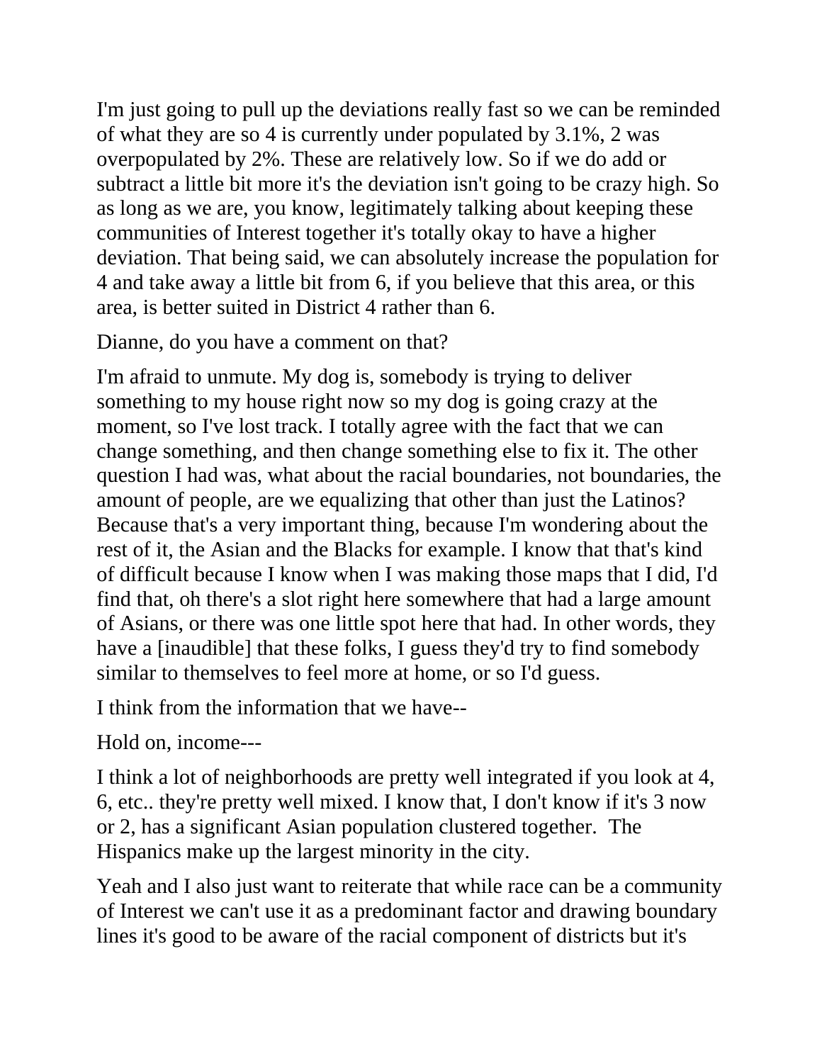I'm just going to pull up the deviations really fast so we can be reminded of what they are so 4 is currently under populated by 3.1%, 2 was overpopulated by 2%. These are relatively low. So if we do add or subtract a little bit more it's the deviation isn't going to be crazy high. So as long as we are, you know, legitimately talking about keeping these communities of Interest together it's totally okay to have a higher deviation. That being said, we can absolutely increase the population for 4 and take away a little bit from 6, if you believe that this area, or this area, is better suited in District 4 rather than 6.

Dianne, do you have a comment on that?

I'm afraid to unmute. My dog is, somebody is trying to deliver something to my house right now so my dog is going crazy at the moment, so I've lost track. I totally agree with the fact that we can change something, and then change something else to fix it. The other question I had was, what about the racial boundaries, not boundaries, the amount of people, are we equalizing that other than just the Latinos? Because that's a very important thing, because I'm wondering about the rest of it, the Asian and the Blacks for example. I know that that's kind of difficult because I know when I was making those maps that I did, I'd find that, oh there's a slot right here somewhere that had a large amount of Asians, or there was one little spot here that had. In other words, they have a [inaudible] that these folks, I guess they'd try to find somebody similar to themselves to feel more at home, or so I'd guess.

I think from the information that we have--

Hold on, income---

I think a lot of neighborhoods are pretty well integrated if you look at 4, 6, etc.. they're pretty well mixed. I know that, I don't know if it's 3 now or 2, has a significant Asian population clustered together. The Hispanics make up the largest minority in the city.

Yeah and I also just want to reiterate that while race can be a community of Interest we can't use it as a predominant factor and drawing boundary lines it's good to be aware of the racial component of districts but it's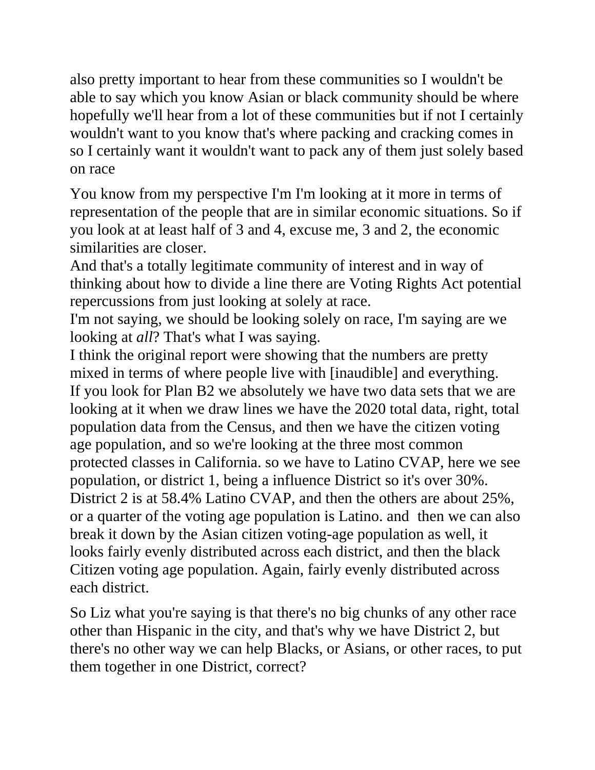also pretty important to hear from these communities so I wouldn't be able to say which you know Asian or black community should be where hopefully we'll hear from a lot of these communities but if not I certainly wouldn't want to you know that's where packing and cracking comes in so I certainly want it wouldn't want to pack any of them just solely based on race

You know from my perspective I'm I'm looking at it more in terms of representation of the people that are in similar economic situations. So if you look at at least half of 3 and 4, excuse me, 3 and 2, the economic similarities are closer.
And that's a totally legitimate community of interest and in way of thinking about how to divide a line there are Voting Rights Act potential repercussions from just looking at solely at race.
I'm not saying, we should be looking solely on race, I'm saying are we looking at *all*? That's what I was saying.
I think the original report were showing that the numbers are pretty mixed in terms of where people live with [inaudible] and everything.
If you look for Plan B2 we absolutely we have two data sets that we are looking at it when we draw lines we have the 2020 total data, right, total population data from the Census, and then we have the citizen voting age population, and so we're looking at the three most common protected classes in California. so we have to Latino CVAP, here we see population, or district 1, being a influence District so it's over 30%. District 2 is at 58.4% Latino CVAP, and then the others are about 25%, or a quarter of the voting age population is Latino. and then we can also break it down by the Asian citizen voting-age population as well, it looks fairly evenly distributed across each district, and then the black Citizen voting age population. Again, fairly evenly distributed across each district.

So Liz what you're saying is that there's no big chunks of any other race other than Hispanic in the city, and that's why we have District 2, but there's no other way we can help Blacks, or Asians, or other races, to put them together in one District, correct?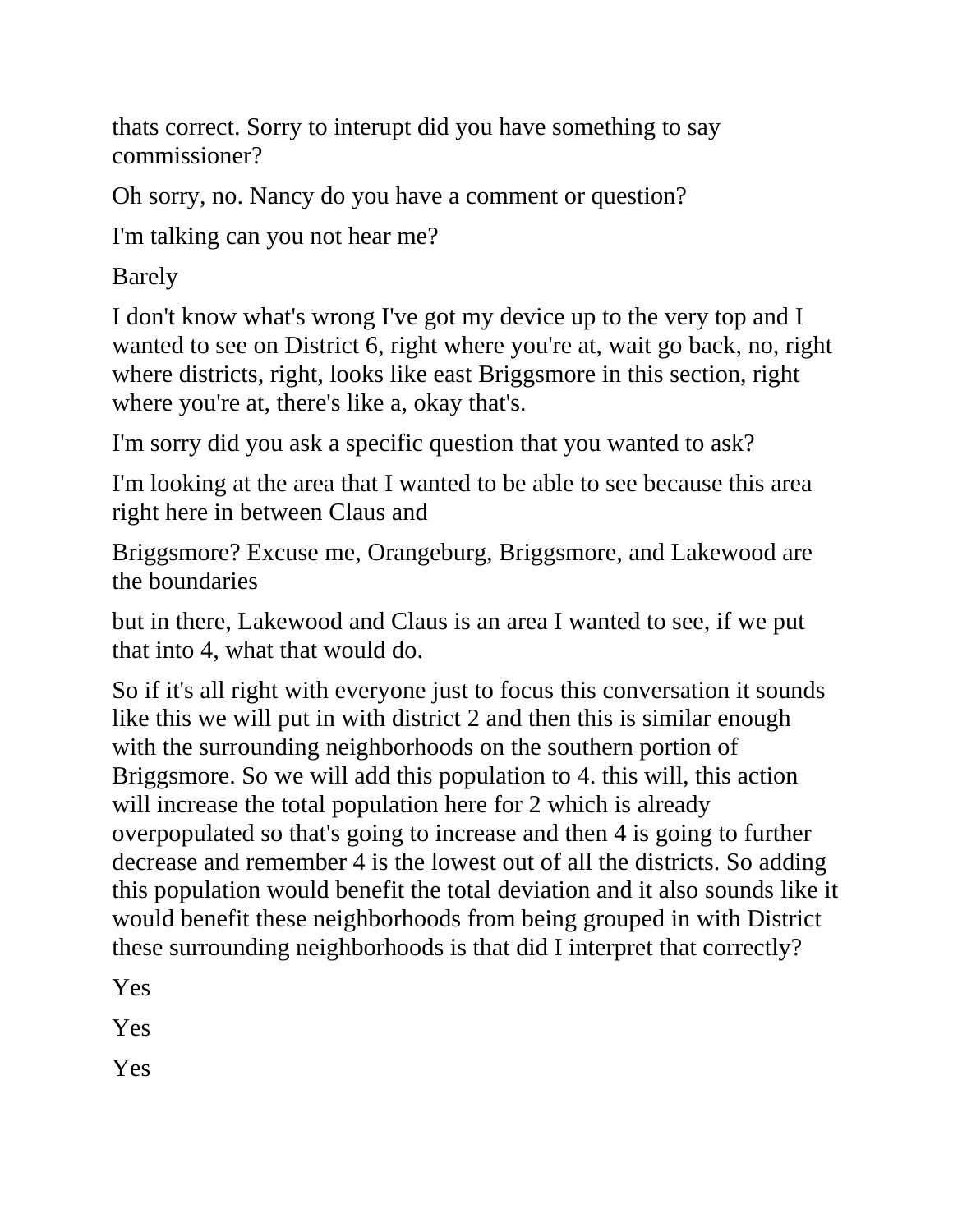thats correct. Sorry to interupt did you have something to say commissioner?

Oh sorry, no. Nancy do you have a comment or question?

I'm talking can you not hear me?

Barely

I don't know what's wrong I've got my device up to the very top and I wanted to see on District 6, right where you're at, wait go back, no, right where districts, right, looks like east Briggsmore in this section, right where you're at, there's like a, okay that's.

I'm sorry did you ask a specific question that you wanted to ask?

I'm looking at the area that I wanted to be able to see because this area right here in between Claus and

Briggsmore? Excuse me, Orangeburg, Briggsmore, and Lakewood are the boundaries

but in there, Lakewood and Claus is an area I wanted to see, if we put that into 4, what that would do.

So if it's all right with everyone just to focus this conversation it sounds like this we will put in with district 2 and then this is similar enough with the surrounding neighborhoods on the southern portion of Briggsmore. So we will add this population to 4. this will, this action will increase the total population here for 2 which is already overpopulated so that's going to increase and then 4 is going to further decrease and remember 4 is the lowest out of all the districts. So adding this population would benefit the total deviation and it also sounds like it would benefit these neighborhoods from being grouped in with District these surrounding neighborhoods is that did I interpret that correctly?

Yes

Yes

Yes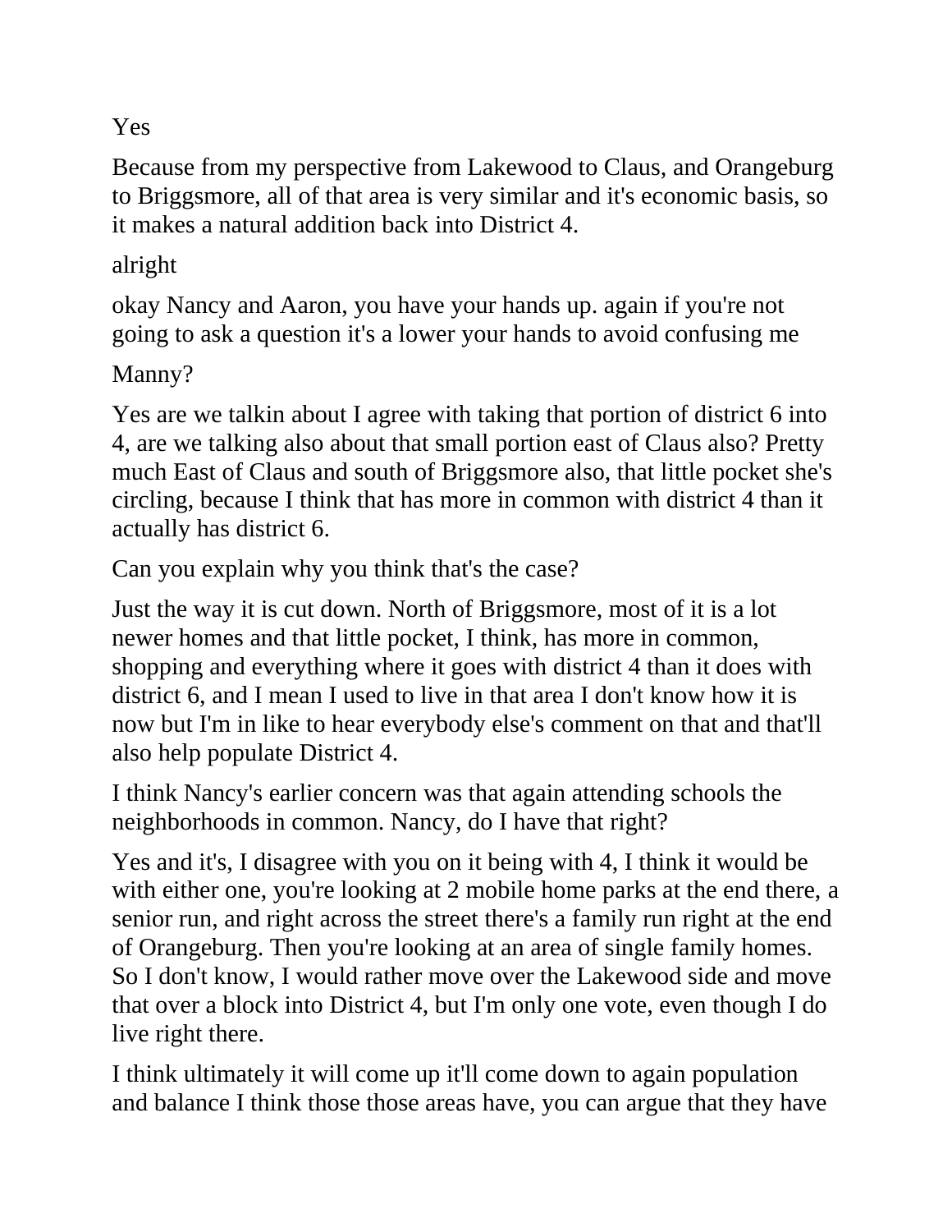Yes

Because from my perspective from Lakewood to Claus, and Orangeburg to Briggsmore, all of that area is very similar and it's economic basis, so it makes a natural addition back into District 4.

alright

okay Nancy and Aaron, you have your hands up. again if you're not going to ask a question it's a lower your hands to avoid confusing me

Manny?

Yes are we talkin about I agree with taking that portion of district 6 into 4, are we talking also about that small portion east of Claus also? Pretty much East of Claus and south of Briggsmore also, that little pocket she's circling, because I think that has more in common with district 4 than it actually has district 6.

Can you explain why you think that's the case?

Just the way it is cut down. North of Briggsmore, most of it is a lot newer homes and that little pocket, I think, has more in common, shopping and everything where it goes with district 4 than it does with district 6, and I mean I used to live in that area I don't know how it is now but I'm in like to hear everybody else's comment on that and that'll also help populate District 4.

I think Nancy's earlier concern was that again attending schools the neighborhoods in common. Nancy, do I have that right?

Yes and it's, I disagree with you on it being with 4, I think it would be with either one, you're looking at 2 mobile home parks at the end there, a senior run, and right across the street there's a family run right at the end of Orangeburg. Then you're looking at an area of single family homes. So I don't know, I would rather move over the Lakewood side and move that over a block into District 4, but I'm only one vote, even though I do live right there.

I think ultimately it will come up it'll come down to again population and balance I think those those areas have, you can argue that they have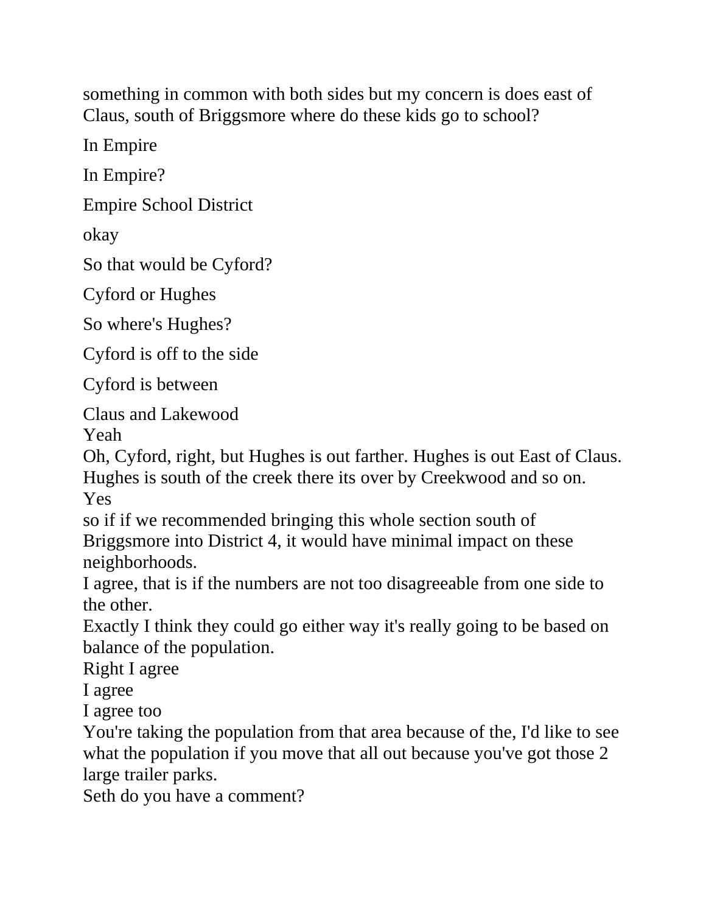something in common with both sides but my concern is does east of Claus, south of Briggsmore where do these kids go to school?

In Empire

In Empire?

Empire School District

okay

So that would be Cyford?

Cyford or Hughes

So where's Hughes?

Cyford is off to the side

Cyford is between

Claus and Lakewood

Yeah

Oh, Cyford, right, but Hughes is out farther. Hughes is out East of Claus. Hughes is south of the creek there its over by Creekwood and so on.

Yes

so if if we recommended bringing this whole section south of Briggsmore into District 4, it would have minimal impact on these neighborhoods.

I agree, that is if the numbers are not too disagreeable from one side to the other.

Exactly I think they could go either way it's really going to be based on balance of the population.

Right I agree

I agree

I agree too

You're taking the population from that area because of the, I'd like to see what the population if you move that all out because you've got those 2 large trailer parks.

Seth do you have a comment?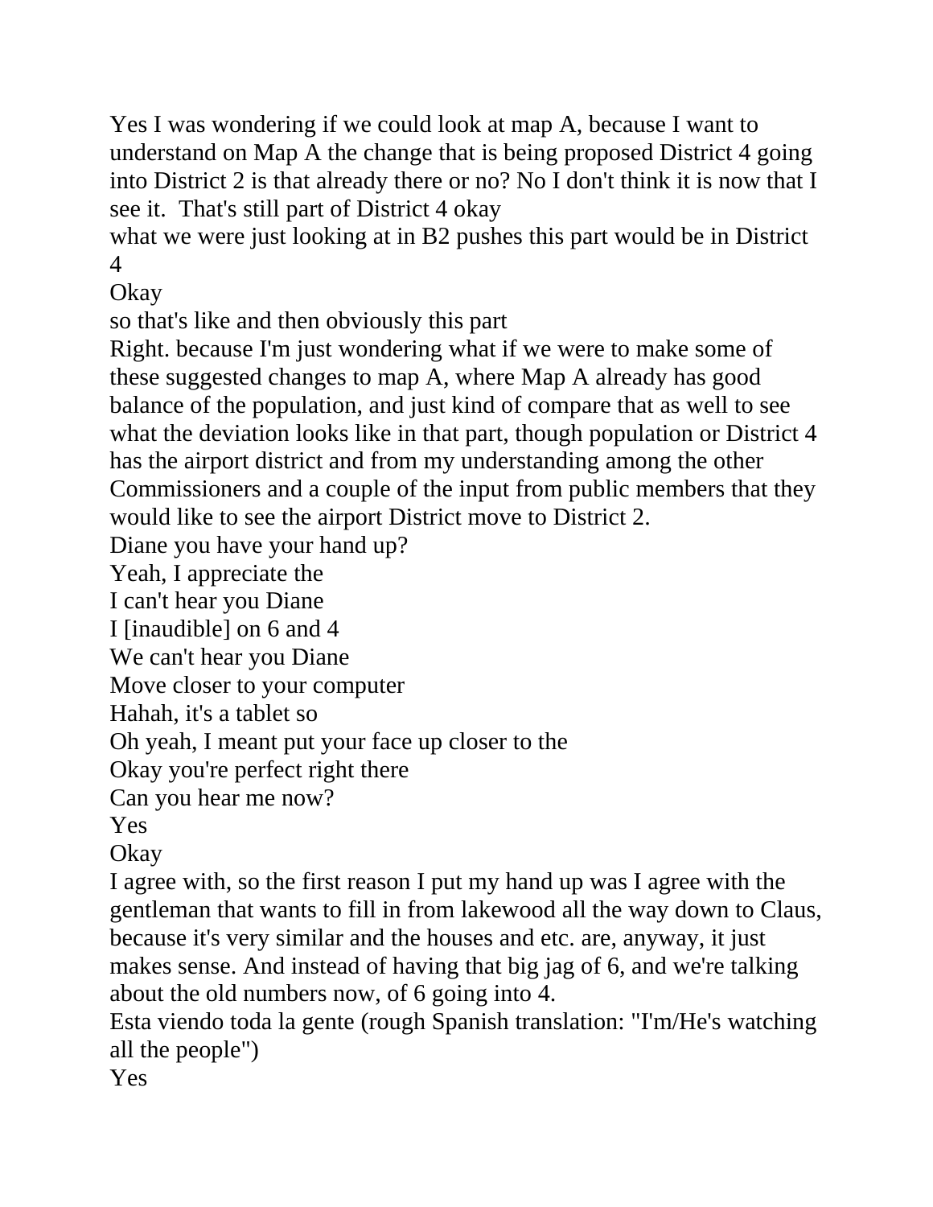Yes I was wondering if we could look at map A, because I want to understand on Map A the change that is being proposed District 4 going into District 2 is that already there or no? No I don't think it is now that I see it.  That's still part of District 4 okay

what we were just looking at in B2 pushes this part would be in District 4

Okay

so that's like and then obviously this part

Right. because I'm just wondering what if we were to make some of these suggested changes to map A, where Map A already has good balance of the population, and just kind of compare that as well to see what the deviation looks like in that part, though population or District 4 has the airport district and from my understanding among the other Commissioners and a couple of the input from public members that they would like to see the airport District move to District 2.

Diane you have your hand up?

Yeah, I appreciate the

I can't hear you Diane

I [inaudible] on 6 and 4

We can't hear you Diane

Move closer to your computer

Hahah, it's a tablet so

Oh yeah, I meant put your face up closer to the

Okay you're perfect right there

Can you hear me now?

Yes

Okay

I agree with, so the first reason I put my hand up was I agree with the gentleman that wants to fill in from lakewood all the way down to Claus, because it's very similar and the houses and etc. are, anyway, it just makes sense. And instead of having that big jag of 6, and we're talking about the old numbers now, of 6 going into 4.

Esta viendo toda la gente (rough Spanish translation: "I'm/He's watching all the people")

Yes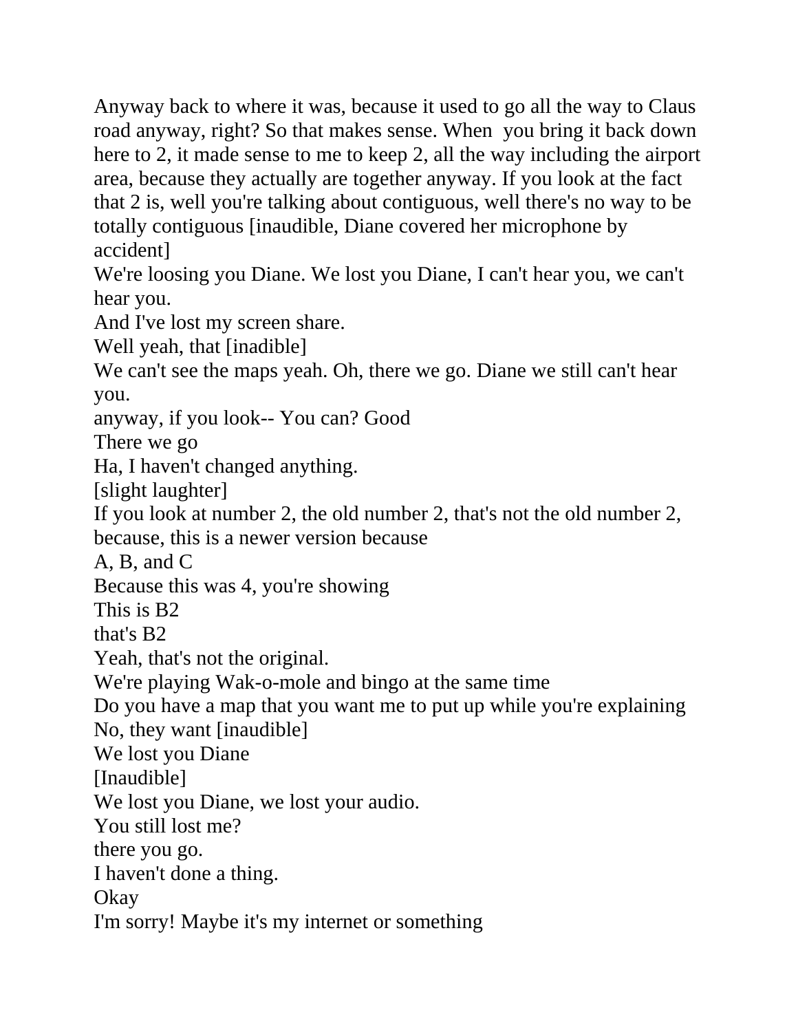Anyway back to where it was, because it used to go all the way to Claus road anyway, right? So that makes sense. When  you bring it back down here to 2, it made sense to me to keep 2, all the way including the airport area, because they actually are together anyway. If you look at the fact that 2 is, well you're talking about contiguous, well there's no way to be totally contiguous [inaudible, Diane covered her microphone by accident]

We're loosing you Diane. We lost you Diane, I can't hear you, we can't hear you.

And I've lost my screen share.

Well yeah, that [inadible]

We can't see the maps yeah. Oh, there we go. Diane we still can't hear you.

anyway, if you look-- You can? Good

There we go

Ha, I haven't changed anything.

[slight laughter]

If you look at number 2, the old number 2, that's not the old number 2, because, this is a newer version because

A, B, and C

Because this was 4, you're showing

This is B2

that's B2

Yeah, that's not the original.

We're playing Wak-o-mole and bingo at the same time

Do you have a map that you want me to put up while you're explaining

No, they want [inaudible]

We lost you Diane

[Inaudible]

We lost you Diane, we lost your audio.

You still lost me?

there you go.

I haven't done a thing.

Okay

I'm sorry! Maybe it's my internet or something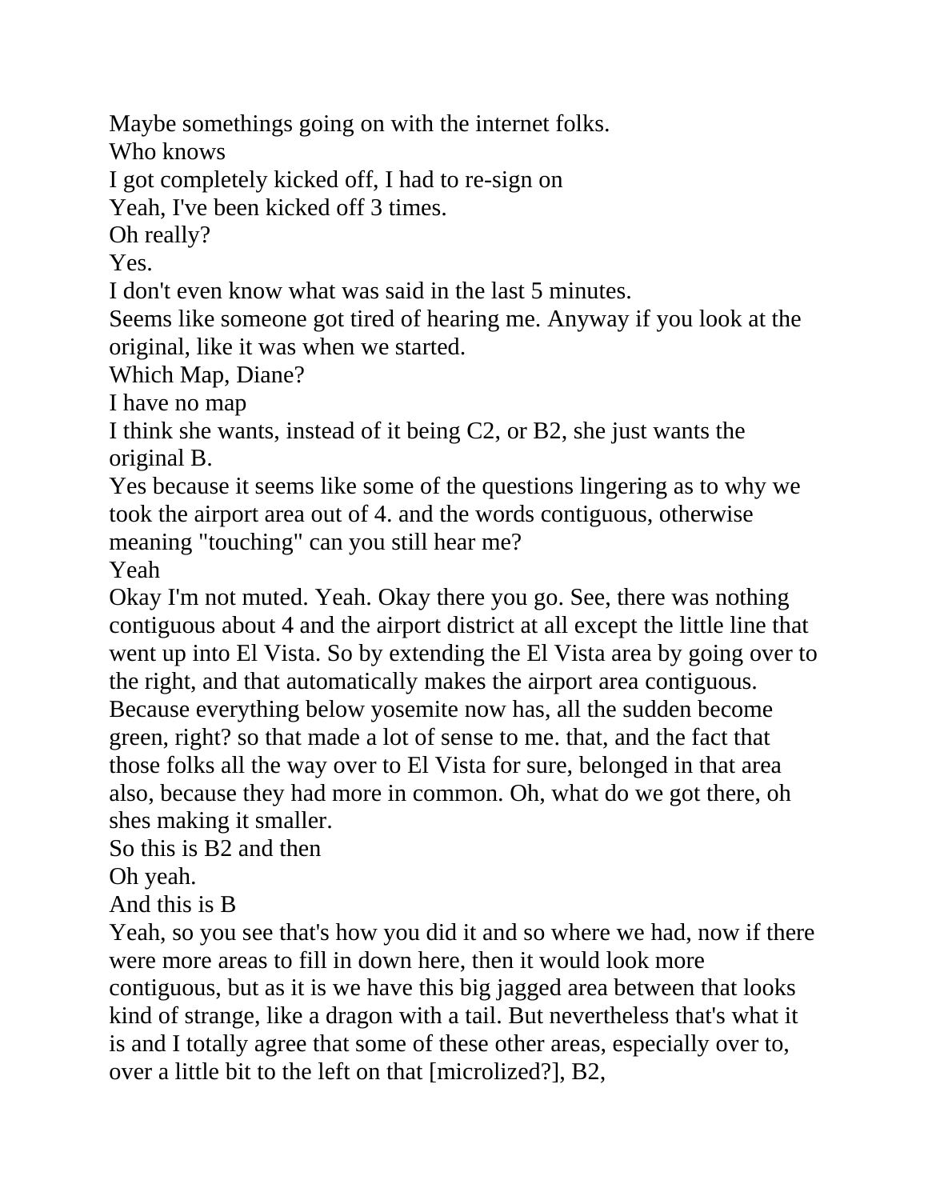Maybe somethings going on with the internet folks.

Who knows

I got completely kicked off, I had to re-sign on

Yeah, I've been kicked off 3 times.

Oh really?

Yes.

I don't even know what was said in the last 5 minutes.

Seems like someone got tired of hearing me. Anyway if you look at the original, like it was when we started.

Which Map, Diane?

I have no map

I think she wants, instead of it being C2, or B2, she just wants the original B.

Yes because it seems like some of the questions lingering as to why we took the airport area out of 4. and the words contiguous, otherwise meaning "touching" can you still hear me?

Yeah

Okay I'm not muted. Yeah. Okay there you go. See, there was nothing contiguous about 4 and the airport district at all except the little line that went up into El Vista. So by extending the El Vista area by going over to the right, and that automatically makes the airport area contiguous. Because everything below yosemite now has, all the sudden become green, right? so that made a lot of sense to me. that, and the fact that those folks all the way over to El Vista for sure, belonged in that area also, because they had more in common. Oh, what do we got there, oh shes making it smaller.

So this is B2 and then

Oh yeah.

And this is B

Yeah, so you see that's how you did it and so where we had, now if there were more areas to fill in down here, then it would look more contiguous, but as it is we have this big jagged area between that looks kind of strange, like a dragon with a tail. But nevertheless that's what it is and I totally agree that some of these other areas, especially over to, over a little bit to the left on that [microlized?], B2,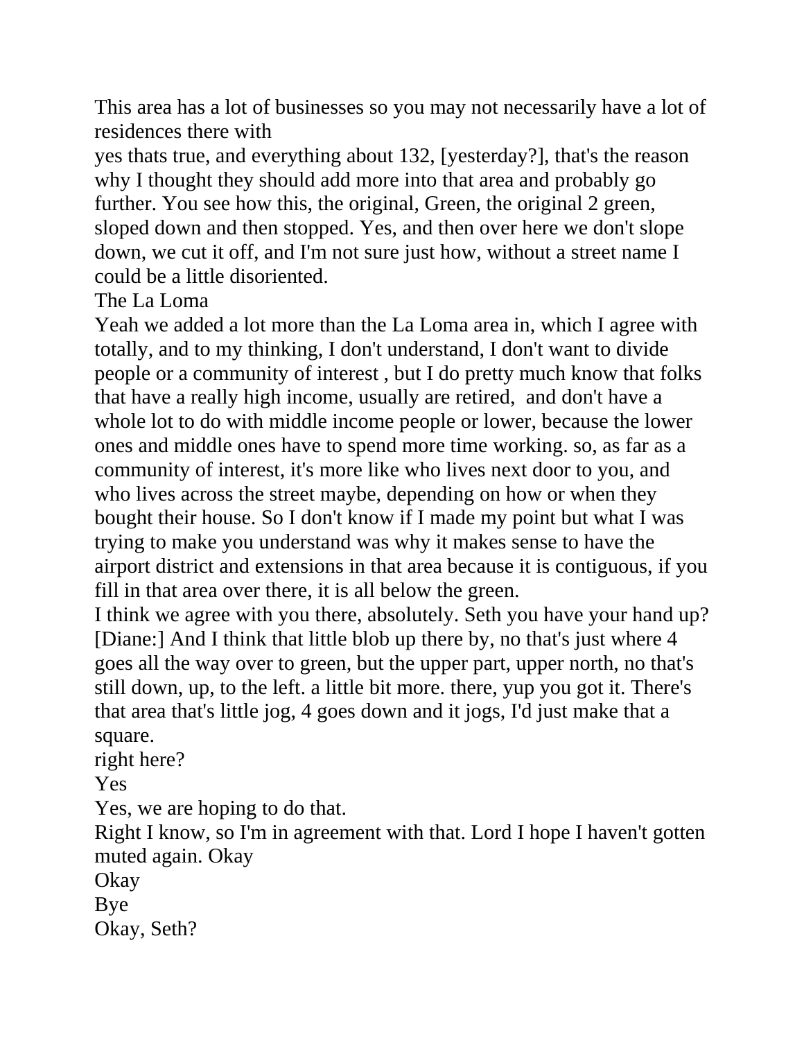This area has a lot of businesses so you may not necessarily have a lot of residences there with

yes thats true, and everything about 132, [yesterday?], that's the reason why I thought they should add more into that area and probably go further. You see how this, the original, Green, the original 2 green, sloped down and then stopped. Yes, and then over here we don't slope down, we cut it off, and I'm not sure just how, without a street name I could be a little disoriented.

The La Loma

Yeah we added a lot more than the La Loma area in, which I agree with totally, and to my thinking, I don't understand, I don't want to divide people or a community of interest , but I do pretty much know that folks that have a really high income, usually are retired,  and don't have a whole lot to do with middle income people or lower, because the lower ones and middle ones have to spend more time working. so, as far as a community of interest, it's more like who lives next door to you, and who lives across the street maybe, depending on how or when they bought their house. So I don't know if I made my point but what I was trying to make you understand was why it makes sense to have the airport district and extensions in that area because it is contiguous, if you fill in that area over there, it is all below the green.

I think we agree with you there, absolutely. Seth you have your hand up?

[Diane:] And I think that little blob up there by, no that's just where 4 goes all the way over to green, but the upper part, upper north, no that's still down, up, to the left. a little bit more. there, yup you got it. There's that area that's little jog, 4 goes down and it jogs, I'd just make that a square.

right here?

Yes

Yes, we are hoping to do that.

Right I know, so I'm in agreement with that. Lord I hope I haven't gotten muted again. Okay

Okay

Bye

Okay, Seth?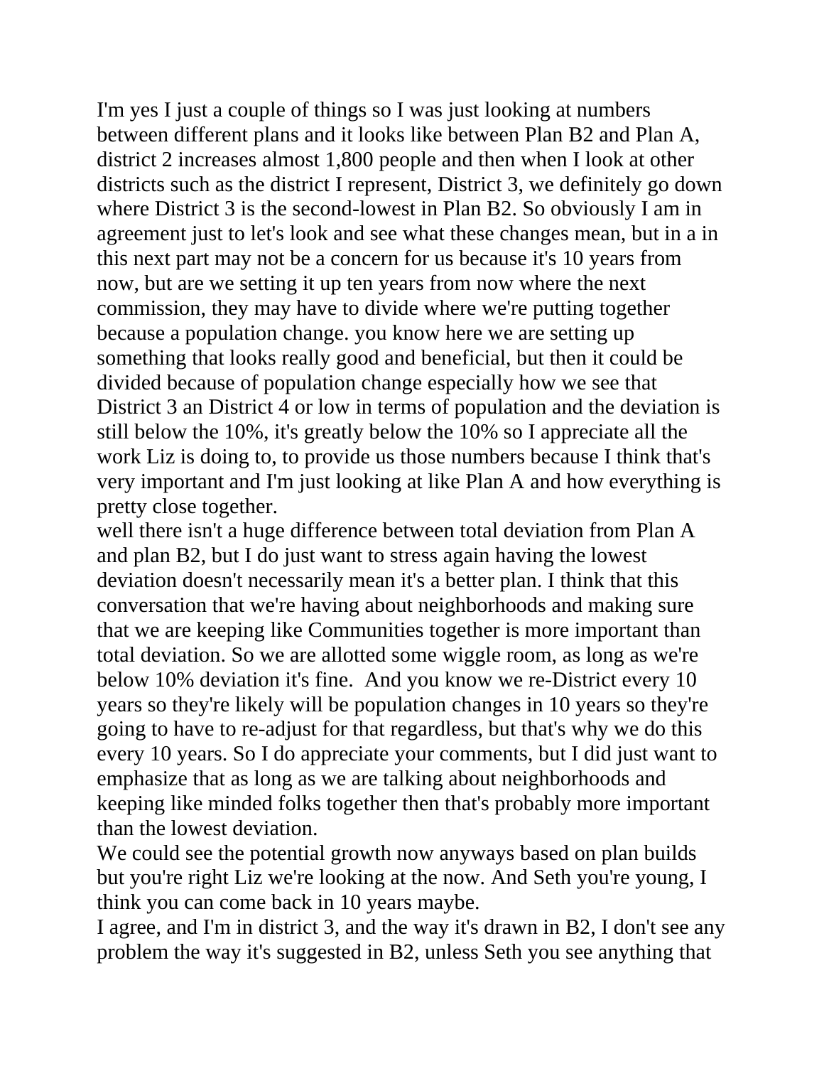I'm yes I just a couple of things so I was just looking at numbers between different plans and it looks like between Plan B2 and Plan A, district 2 increases almost 1,800 people and then when I look at other districts such as the district I represent, District 3, we definitely go down where District 3 is the second-lowest in Plan B2. So obviously I am in agreement just to let's look and see what these changes mean, but in a in this next part may not be a concern for us because it's 10 years from now, but are we setting it up ten years from now where the next commission, they may have to divide where we're putting together because a population change. you know here we are setting up something that looks really good and beneficial, but then it could be divided because of population change especially how we see that District 3 an District 4 or low in terms of population and the deviation is still below the 10%, it's greatly below the 10% so I appreciate all the work Liz is doing to, to provide us those numbers because I think that's very important and I'm just looking at like Plan A and how everything is pretty close together.

well there isn't a huge difference between total deviation from Plan A and plan B2, but I do just want to stress again having the lowest deviation doesn't necessarily mean it's a better plan. I think that this conversation that we're having about neighborhoods and making sure that we are keeping like Communities together is more important than total deviation. So we are allotted some wiggle room, as long as we're below 10% deviation it's fine. And you know we re-District every 10 years so they're likely will be population changes in 10 years so they're going to have to re-adjust for that regardless, but that's why we do this every 10 years. So I do appreciate your comments, but I did just want to emphasize that as long as we are talking about neighborhoods and keeping like minded folks together then that's probably more important than the lowest deviation.

We could see the potential growth now anyways based on plan builds but you're right Liz we're looking at the now. And Seth you're young, I think you can come back in 10 years maybe.

I agree, and I'm in district 3, and the way it's drawn in B2, I don't see any problem the way it's suggested in B2, unless Seth you see anything that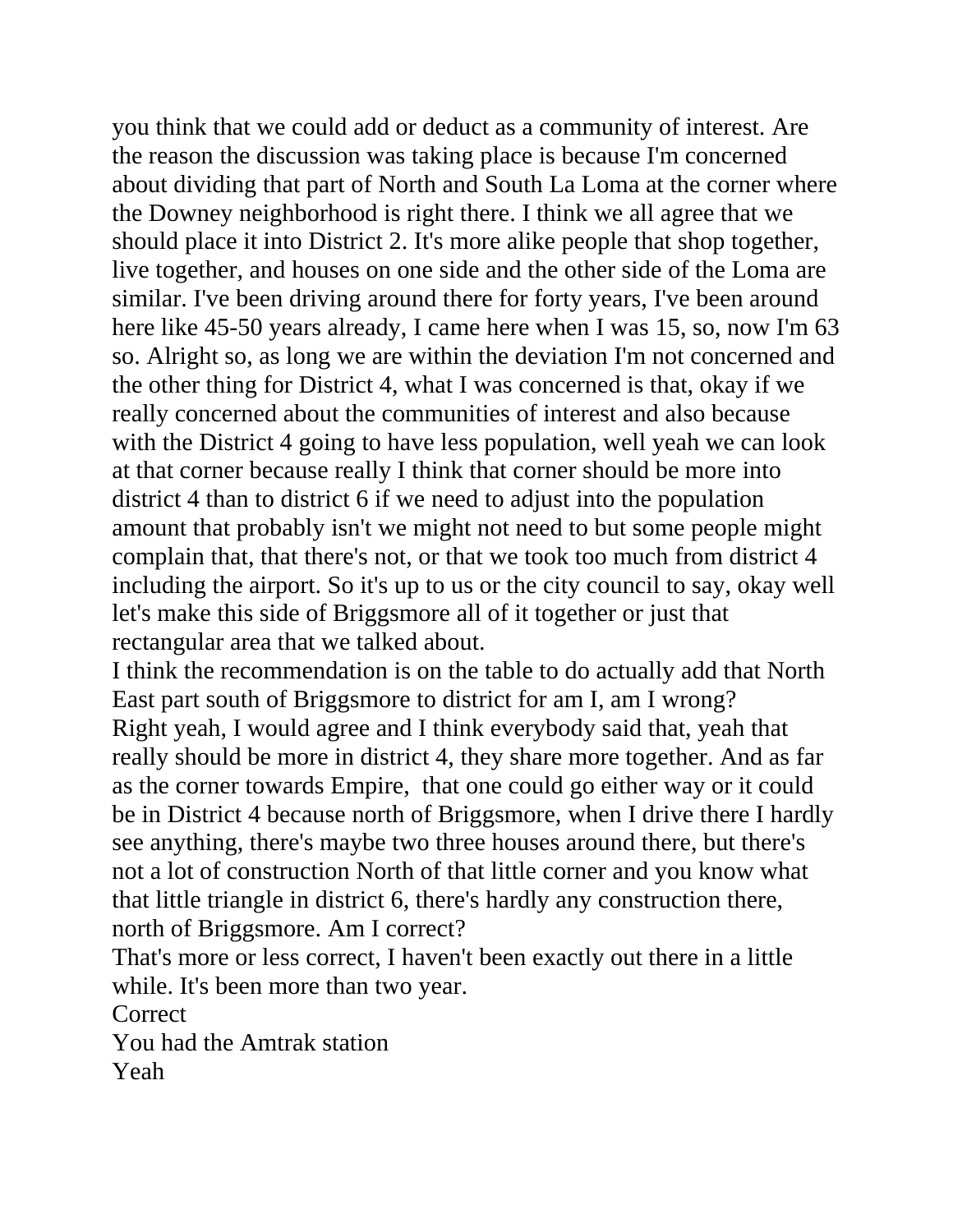you think that we could add or deduct as a community of interest. Are the reason the discussion was taking place is because I'm concerned about dividing that part of North and South La Loma at the corner where the Downey neighborhood is right there. I think we all agree that we should place it into District 2. It's more alike people that shop together, live together, and houses on one side and the other side of the Loma are similar. I've been driving around there for forty years, I've been around here like 45-50 years already, I came here when I was 15, so, now I'm 63 so. Alright so, as long we are within the deviation I'm not concerned and the other thing for District 4, what I was concerned is that, okay if we really concerned about the communities of interest and also because with the District 4 going to have less population, well yeah we can look at that corner because really I think that corner should be more into district 4 than to district 6 if we need to adjust into the population amount that probably isn't we might not need to but some people might complain that, that there's not, or that we took too much from district 4 including the airport. So it's up to us or the city council to say, okay well let's make this side of Briggsmore all of it together or just that rectangular area that we talked about.

I think the recommendation is on the table to do actually add that North East part south of Briggsmore to district for am I, am I wrong?

Right yeah, I would agree and I think everybody said that, yeah that really should be more in district 4, they share more together. And as far as the corner towards Empire, that one could go either way or it could be in District 4 because north of Briggsmore, when I drive there I hardly see anything, there's maybe two three houses around there, but there's not a lot of construction North of that little corner and you know what that little triangle in district 6, there's hardly any construction there, north of Briggsmore. Am I correct?

That's more or less correct, I haven't been exactly out there in a little while. It's been more than two year.

Correct

You had the Amtrak station

Yeah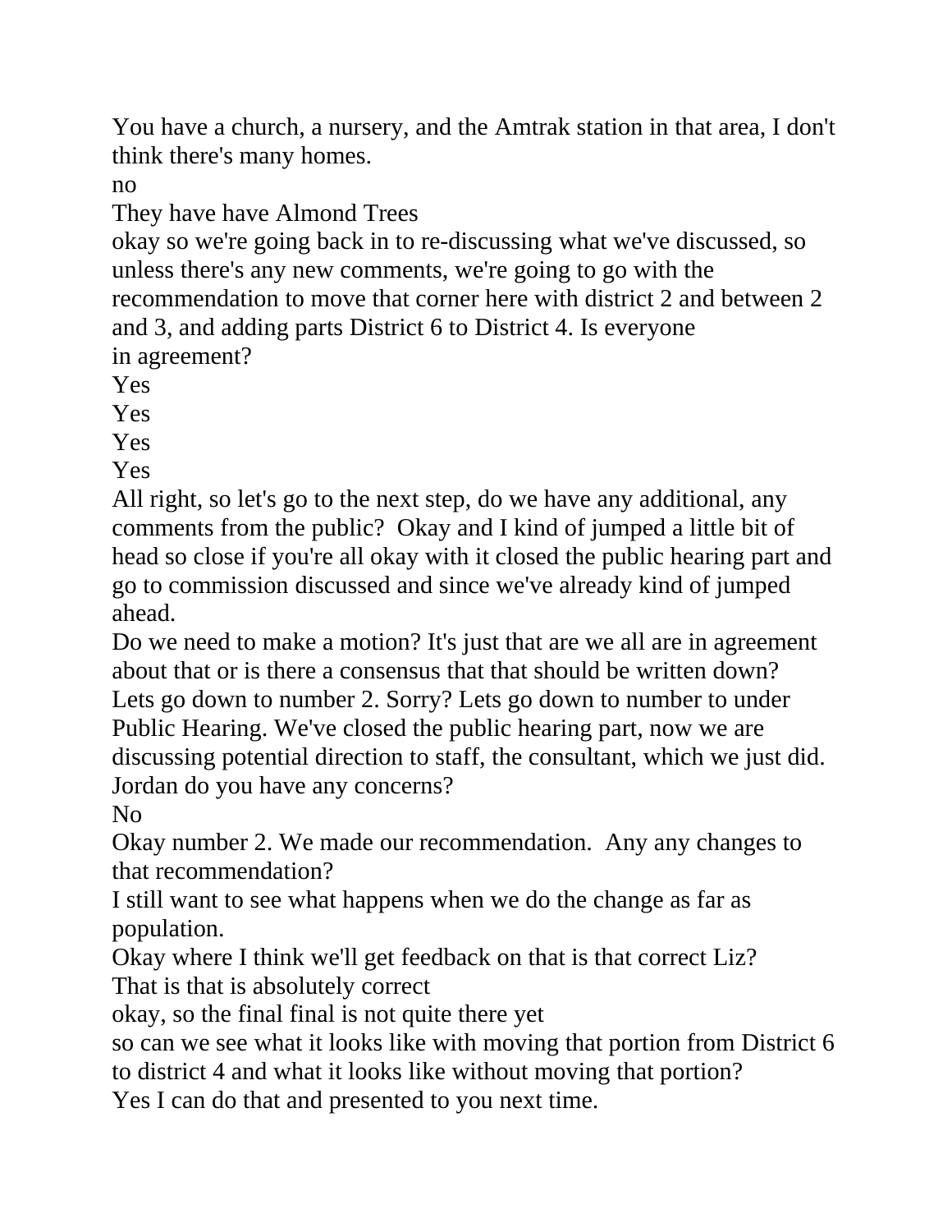You have a church, a nursery, and the Amtrak station in that area, I don't think there's many homes.

no

They have have Almond Trees

okay so we're going back in to re-discussing what we've discussed, so unless there's any new comments, we're going to go with the recommendation to move that corner here with district 2 and between 2 and 3, and adding parts District 6 to District 4. Is everyone in agreement?

Yes

Yes

Yes

Yes

All right, so let's go to the next step, do we have any additional, any comments from the public? Okay and I kind of jumped a little bit of head so close if you're all okay with it closed the public hearing part and go to commission discussed and since we've already kind of jumped ahead.

Do we need to make a motion? It's just that are we all are in agreement about that or is there a consensus that that should be written down?

Lets go down to number 2. Sorry? Lets go down to number to under Public Hearing. We've closed the public hearing part, now we are discussing potential direction to staff, the consultant, which we just did. Jordan do you have any concerns?

No

Okay number 2. We made our recommendation. Any any changes to that recommendation?

I still want to see what happens when we do the change as far as population.

Okay where I think we'll get feedback on that is that correct Liz?

That is that is absolutely correct

okay, so the final final is not quite there yet

so can we see what it looks like with moving that portion from District 6 to district 4 and what it looks like without moving that portion?

Yes I can do that and presented to you next time.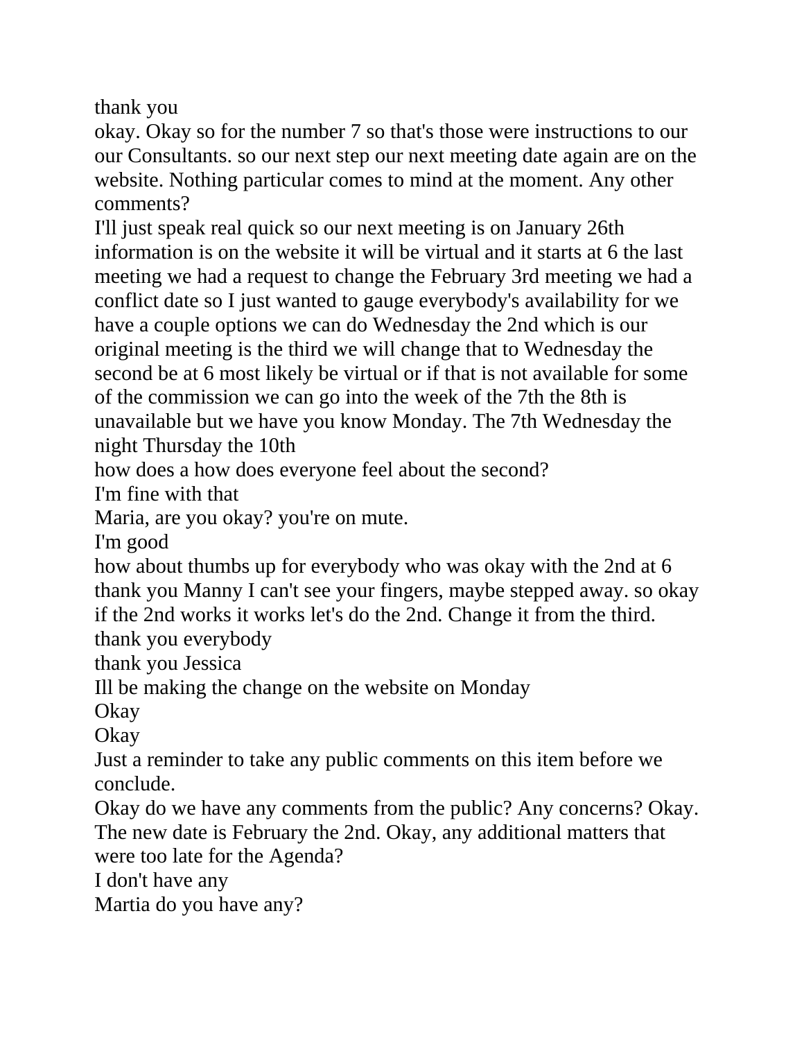thank you

okay. Okay so for the number 7 so that's those were instructions to our our Consultants. so our next step our next meeting date again are on the website. Nothing particular comes to mind at the moment. Any other comments?

I'll just speak real quick so our next meeting is on January 26th information is on the website it will be virtual and it starts at 6 the last meeting we had a request to change the February 3rd meeting we had a conflict date so I just wanted to gauge everybody's availability for we have a couple options we can do Wednesday the 2nd which is our original meeting is the third we will change that to Wednesday the second be at 6 most likely be virtual or if that is not available for some of the commission we can go into the week of the 7th the 8th is unavailable but we have you know Monday. The 7th Wednesday the night Thursday the 10th

how does a how does everyone feel about the second?

I'm fine with that

Maria, are you okay? you're on mute.

I'm good

how about thumbs up for everybody who was okay with the 2nd at 6 thank you Manny I can't see your fingers, maybe stepped away. so okay if the 2nd works it works let's do the 2nd. Change it from the third.

thank you everybody

thank you Jessica

Ill be making the change on the website on Monday

Okay

Okay

Just a reminder to take any public comments on this item before we conclude.

Okay do we have any comments from the public? Any concerns? Okay. The new date is February the 2nd. Okay, any additional matters that were too late for the Agenda?

I don't have any

Martia do you have any?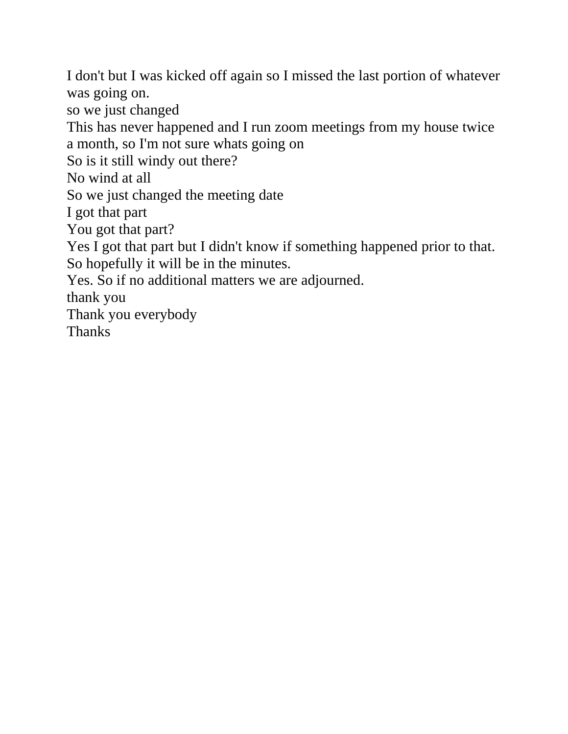I don't but I was kicked off again so I missed the last portion of whatever was going on.

so we just changed

This has never happened and I run zoom meetings from my house twice a month, so I'm not sure whats going on

So is it still windy out there?

No wind at all

So we just changed the meeting date

I got that part

You got that part?

Yes I got that part but I didn't know if something happened prior to that. So hopefully it will be in the minutes.

Yes. So if no additional matters we are adjourned.

thank you

Thank you everybody

Thanks